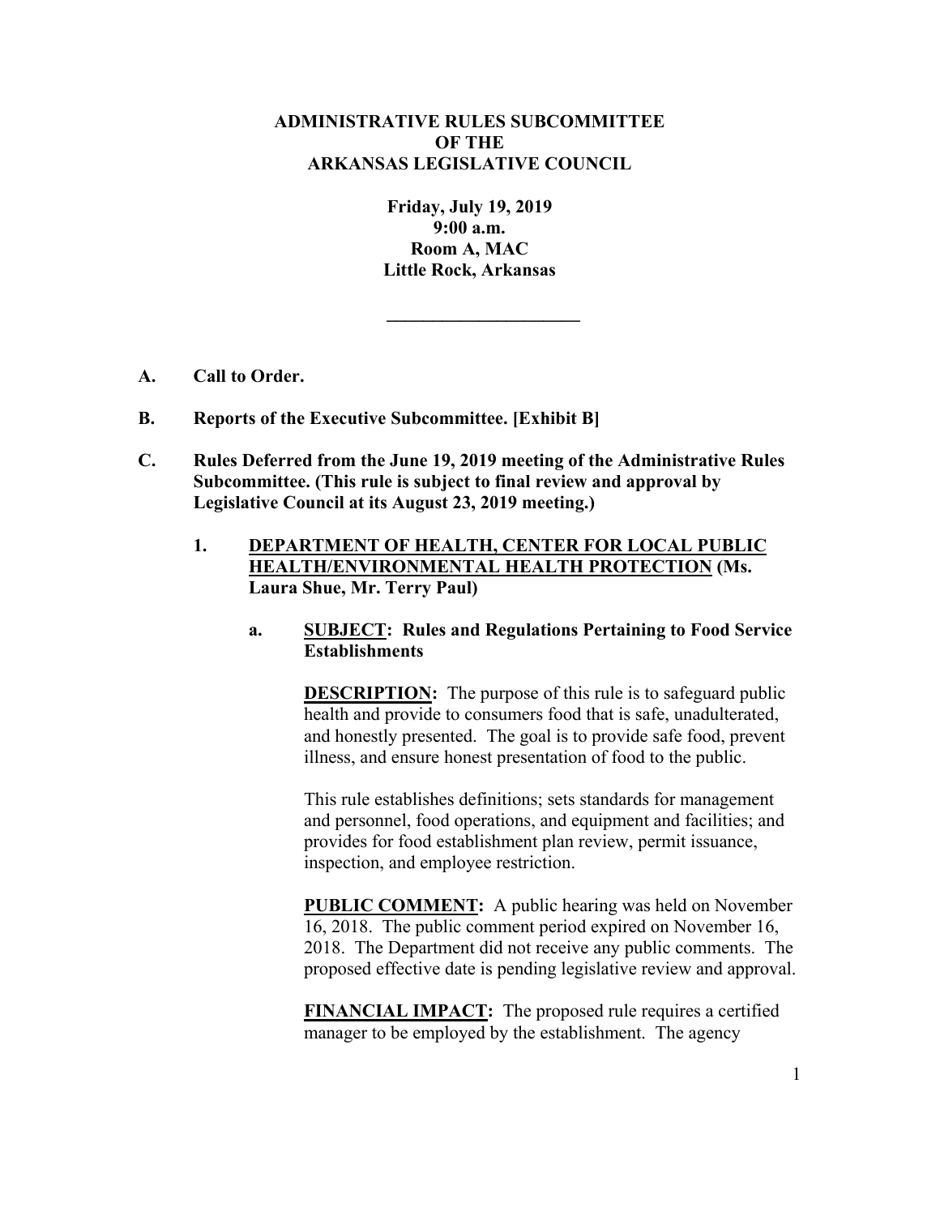**ADMINISTRATIVE RULES SUBCOMMITTEE**
**OF THE**
**ARKANSAS LEGISLATIVE COUNCIL**

**Friday, July 19, 2019**
**9:00 a.m.**
**Room A, MAC**
**Little Rock, Arkansas**

---

**A. Call to Order.**

**B. Reports of the Executive Subcommittee. [Exhibit B]**

**C. Rules Deferred from the June 19, 2019 meeting of the Administrative Rules Subcommittee. (This rule is subject to final review and approval by Legislative Council at its August 23, 2019 meeting.)**

**1. <u>DEPARTMENT OF HEALTH, CENTER FOR LOCAL PUBLIC HEALTH/ENVIRONMENTAL HEALTH PROTECTION</u> (Ms. Laura Shue, Mr. Terry Paul)**

**a. <u>SUBJECT</u>: Rules and Regulations Pertaining to Food Service Establishments**

**<u>DESCRIPTION</u>:** The purpose of this rule is to safeguard public health and provide to consumers food that is safe, unadulterated, and honestly presented. The goal is to provide safe food, prevent illness, and ensure honest presentation of food to the public.

This rule establishes definitions; sets standards for management and personnel, food operations, and equipment and facilities; and provides for food establishment plan review, permit issuance, inspection, and employee restriction.

**<u>PUBLIC COMMENT</u>:** A public hearing was held on November 16, 2018. The public comment period expired on November 16, 2018. The Department did not receive any public comments. The proposed effective date is pending legislative review and approval.

**<u>FINANCIAL IMPACT</u>:** The proposed rule requires a certified manager to be employed by the establishment. The agency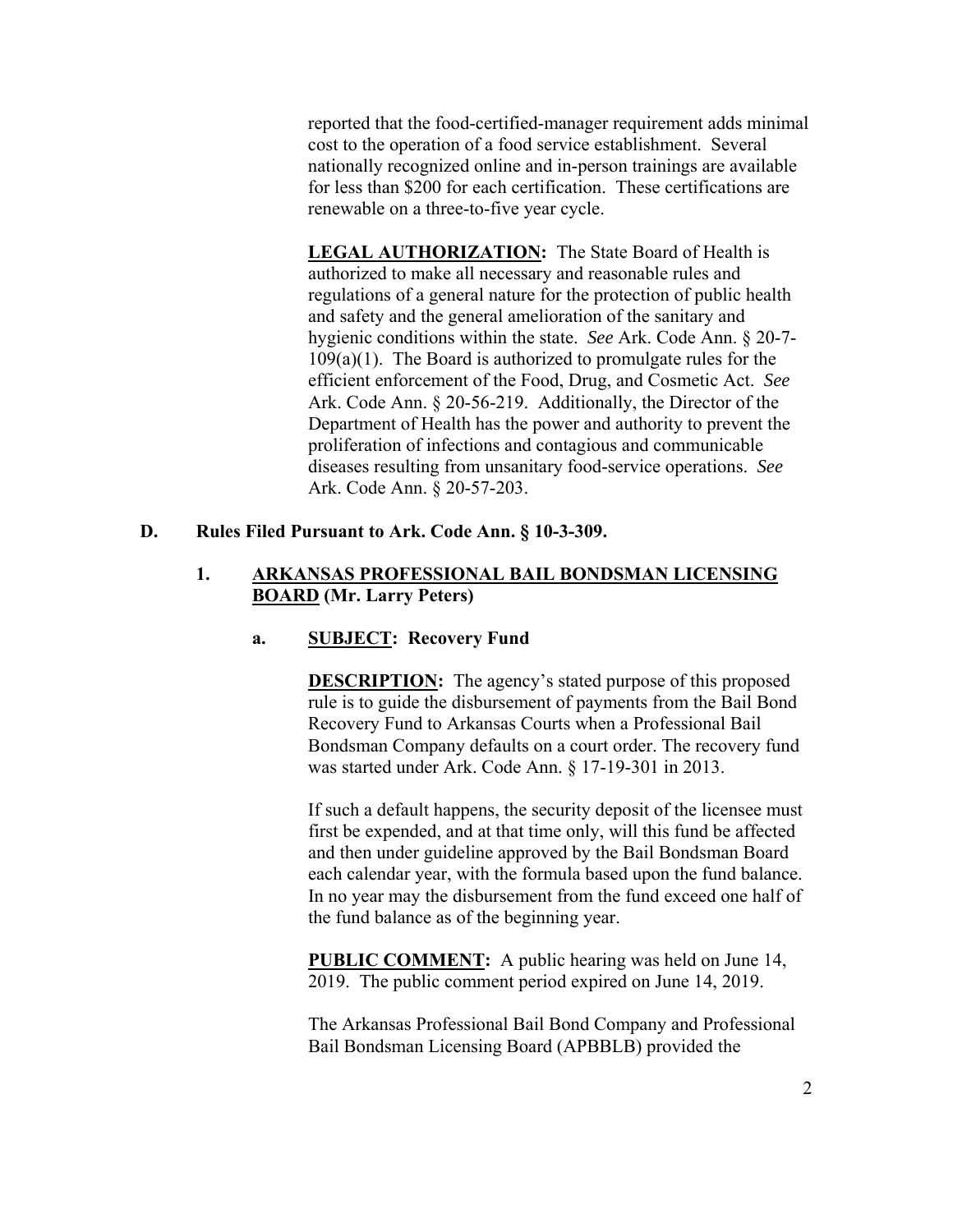reported that the food-certified-manager requirement adds minimal cost to the operation of a food service establishment. Several nationally recognized online and in-person trainings are available for less than $200 for each certification. These certifications are renewable on a three-to-five year cycle.

**LEGAL AUTHORIZATION:** The State Board of Health is authorized to make all necessary and reasonable rules and regulations of a general nature for the protection of public health and safety and the general amelioration of the sanitary and hygienic conditions within the state. *See* Ark. Code Ann. § 20-7-109(a)(1). The Board is authorized to promulgate rules for the efficient enforcement of the Food, Drug, and Cosmetic Act. *See* Ark. Code Ann. § 20-56-219. Additionally, the Director of the Department of Health has the power and authority to prevent the proliferation of infections and contagious and communicable diseases resulting from unsanitary food-service operations. *See* Ark. Code Ann. § 20-57-203.

## D. Rules Filed Pursuant to Ark. Code Ann. § 10-3-309.

### 1. ARKANSAS PROFESSIONAL BAIL BONDSMAN LICENSING BOARD (Mr. Larry Peters)

#### a. SUBJECT: Recovery Fund

**DESCRIPTION:** The agency's stated purpose of this proposed rule is to guide the disbursement of payments from the Bail Bond Recovery Fund to Arkansas Courts when a Professional Bail Bondsman Company defaults on a court order. The recovery fund was started under Ark. Code Ann. § 17-19-301 in 2013.

If such a default happens, the security deposit of the licensee must first be expended, and at that time only, will this fund be affected and then under guideline approved by the Bail Bondsman Board each calendar year, with the formula based upon the fund balance. In no year may the disbursement from the fund exceed one half of the fund balance as of the beginning year.

**PUBLIC COMMENT:** A public hearing was held on June 14, 2019. The public comment period expired on June 14, 2019.

The Arkansas Professional Bail Bond Company and Professional Bail Bondsman Licensing Board (APBBLB) provided the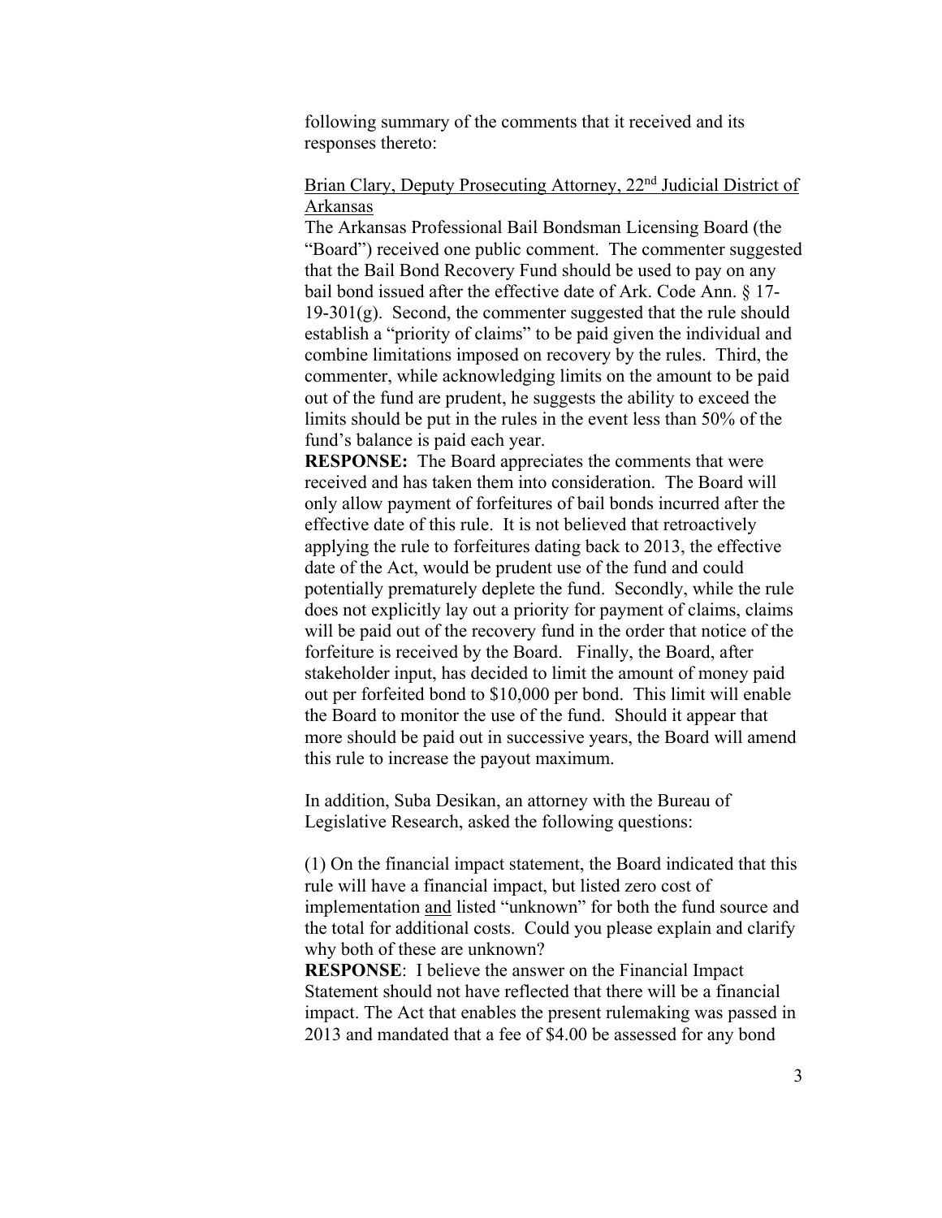following summary of the comments that it received and its responses thereto:

Brian Clary, Deputy Prosecuting Attorney, 22nd Judicial District of Arkansas

The Arkansas Professional Bail Bondsman Licensing Board (the "Board") received one public comment. The commenter suggested that the Bail Bond Recovery Fund should be used to pay on any bail bond issued after the effective date of Ark. Code Ann. § 17-19-301(g). Second, the commenter suggested that the rule should establish a "priority of claims" to be paid given the individual and combine limitations imposed on recovery by the rules. Third, the commenter, while acknowledging limits on the amount to be paid out of the fund are prudent, he suggests the ability to exceed the limits should be put in the rules in the event less than 50% of the fund's balance is paid each year.

**RESPONSE:** The Board appreciates the comments that were received and has taken them into consideration. The Board will only allow payment of forfeitures of bail bonds incurred after the effective date of this rule. It is not believed that retroactively applying the rule to forfeitures dating back to 2013, the effective date of the Act, would be prudent use of the fund and could potentially prematurely deplete the fund. Secondly, while the rule does not explicitly lay out a priority for payment of claims, claims will be paid out of the recovery fund in the order that notice of the forfeiture is received by the Board. Finally, the Board, after stakeholder input, has decided to limit the amount of money paid out per forfeited bond to $10,000 per bond. This limit will enable the Board to monitor the use of the fund. Should it appear that more should be paid out in successive years, the Board will amend this rule to increase the payout maximum.

In addition, Suba Desikan, an attorney with the Bureau of Legislative Research, asked the following questions:

(1) On the financial impact statement, the Board indicated that this rule will have a financial impact, but listed zero cost of implementation and listed "unknown" for both the fund source and the total for additional costs. Could you please explain and clarify why both of these are unknown?

**RESPONSE**: I believe the answer on the Financial Impact Statement should not have reflected that there will be a financial impact. The Act that enables the present rulemaking was passed in 2013 and mandated that a fee of $4.00 be assessed for any bond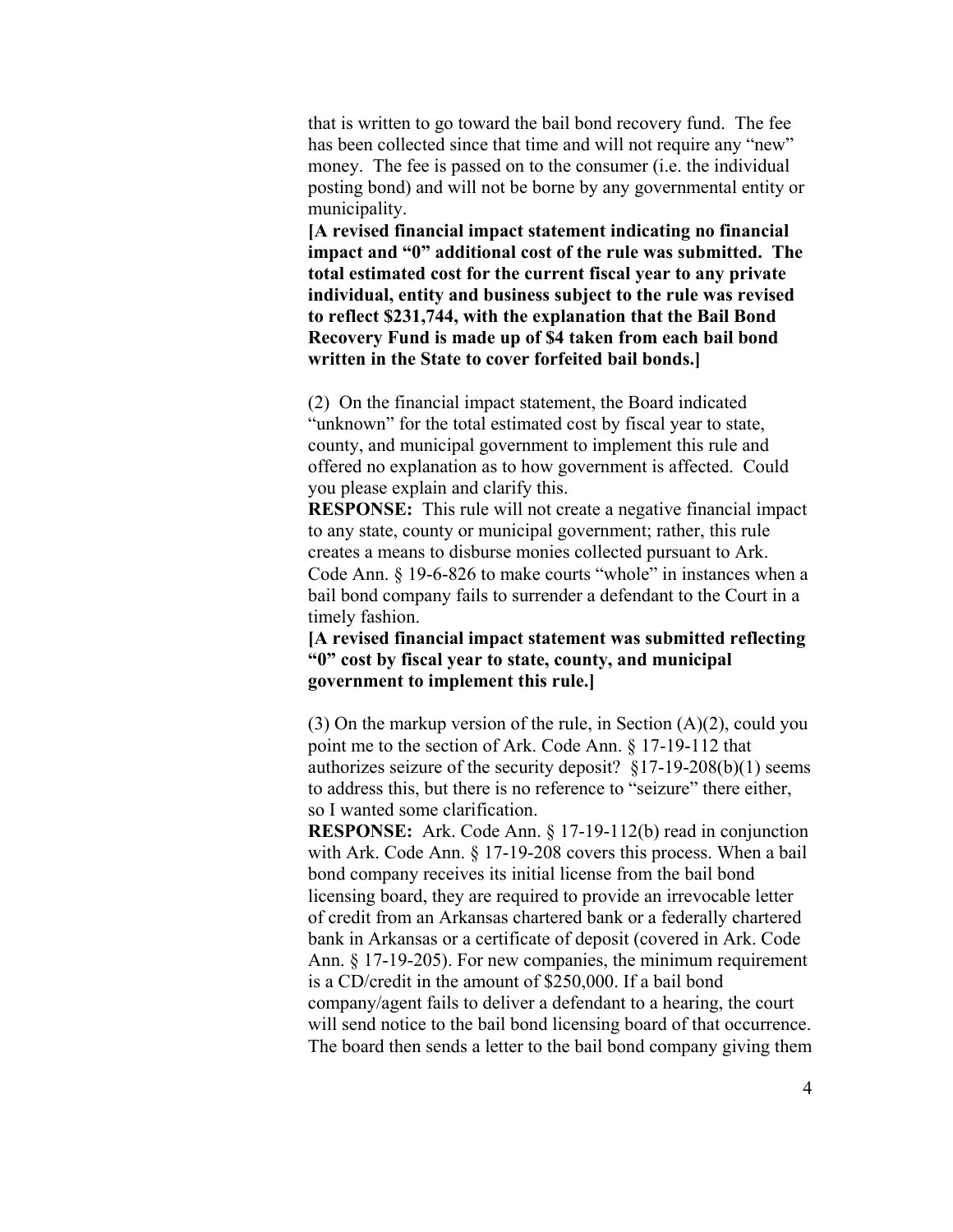that is written to go toward the bail bond recovery fund. The fee has been collected since that time and will not require any "new" money. The fee is passed on to the consumer (i.e. the individual posting bond) and will not be borne by any governmental entity or municipality.

**[A revised financial impact statement indicating no financial impact and "0" additional cost of the rule was submitted. The total estimated cost for the current fiscal year to any private individual, entity and business subject to the rule was revised to reflect $231,744, with the explanation that the Bail Bond Recovery Fund is made up of $4 taken from each bail bond written in the State to cover forfeited bail bonds.]**

(2) On the financial impact statement, the Board indicated "unknown" for the total estimated cost by fiscal year to state, county, and municipal government to implement this rule and offered no explanation as to how government is affected. Could you please explain and clarify this.

**RESPONSE:** This rule will not create a negative financial impact to any state, county or municipal government; rather, this rule creates a means to disburse monies collected pursuant to Ark. Code Ann. § 19-6-826 to make courts "whole" in instances when a bail bond company fails to surrender a defendant to the Court in a timely fashion.

**[A revised financial impact statement was submitted reflecting "0" cost by fiscal year to state, county, and municipal government to implement this rule.]**

(3) On the markup version of the rule, in Section (A)(2), could you point me to the section of Ark. Code Ann. § 17-19-112 that authorizes seizure of the security deposit? §17-19-208(b)(1) seems to address this, but there is no reference to "seizure" there either, so I wanted some clarification.

**RESPONSE:** Ark. Code Ann. § 17-19-112(b) read in conjunction with Ark. Code Ann. § 17-19-208 covers this process. When a bail bond company receives its initial license from the bail bond licensing board, they are required to provide an irrevocable letter of credit from an Arkansas chartered bank or a federally chartered bank in Arkansas or a certificate of deposit (covered in Ark. Code Ann. § 17-19-205). For new companies, the minimum requirement is a CD/credit in the amount of $250,000. If a bail bond company/agent fails to deliver a defendant to a hearing, the court will send notice to the bail bond licensing board of that occurrence. The board then sends a letter to the bail bond company giving them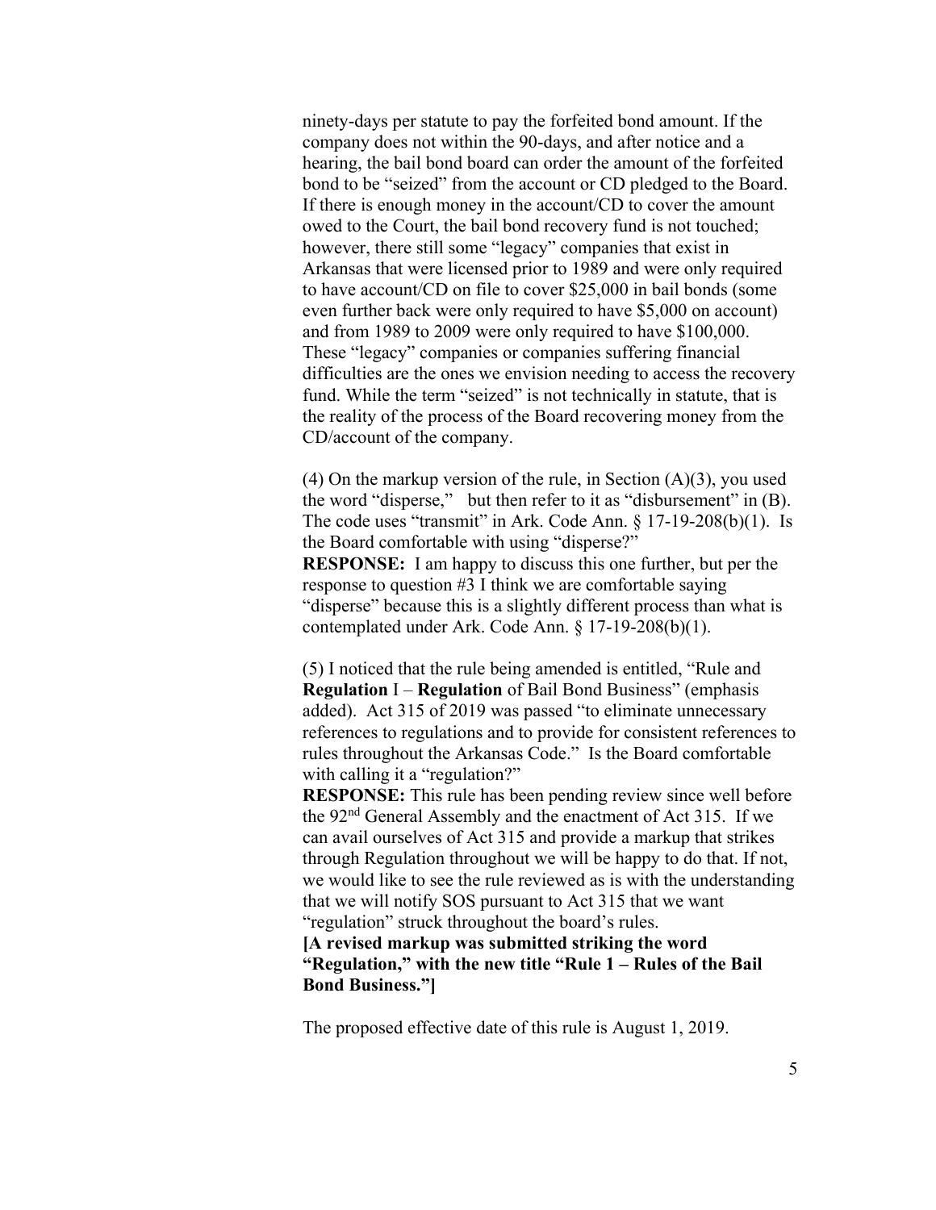ninety-days per statute to pay the forfeited bond amount. If the company does not within the 90-days, and after notice and a hearing, the bail bond board can order the amount of the forfeited bond to be "seized" from the account or CD pledged to the Board. If there is enough money in the account/CD to cover the amount owed to the Court, the bail bond recovery fund is not touched; however, there still some "legacy" companies that exist in Arkansas that were licensed prior to 1989 and were only required to have account/CD on file to cover $25,000 in bail bonds (some even further back were only required to have $5,000 on account) and from 1989 to 2009 were only required to have $100,000. These "legacy" companies or companies suffering financial difficulties are the ones we envision needing to access the recovery fund. While the term "seized" is not technically in statute, that is the reality of the process of the Board recovering money from the CD/account of the company.

(4) On the markup version of the rule, in Section (A)(3), you used the word "disperse," but then refer to it as "disbursement" in (B). The code uses "transmit" in Ark. Code Ann. § 17-19-208(b)(1). Is the Board comfortable with using "disperse?"
**RESPONSE:** I am happy to discuss this one further, but per the response to question #3 I think we are comfortable saying "disperse" because this is a slightly different process than what is contemplated under Ark. Code Ann. § 17-19-208(b)(1).

(5) I noticed that the rule being amended is entitled, "Rule and **Regulation** I – **Regulation** of Bail Bond Business" (emphasis added). Act 315 of 2019 was passed "to eliminate unnecessary references to regulations and to provide for consistent references to rules throughout the Arkansas Code." Is the Board comfortable with calling it a "regulation?"
**RESPONSE:** This rule has been pending review since well before the 92nd General Assembly and the enactment of Act 315. If we can avail ourselves of Act 315 and provide a markup that strikes through Regulation throughout we will be happy to do that. If not, we would like to see the rule reviewed as is with the understanding that we will notify SOS pursuant to Act 315 that we want "regulation" struck throughout the board's rules.
**[A revised markup was submitted striking the word "Regulation," with the new title "Rule 1 – Rules of the Bail Bond Business."]**

The proposed effective date of this rule is August 1, 2019.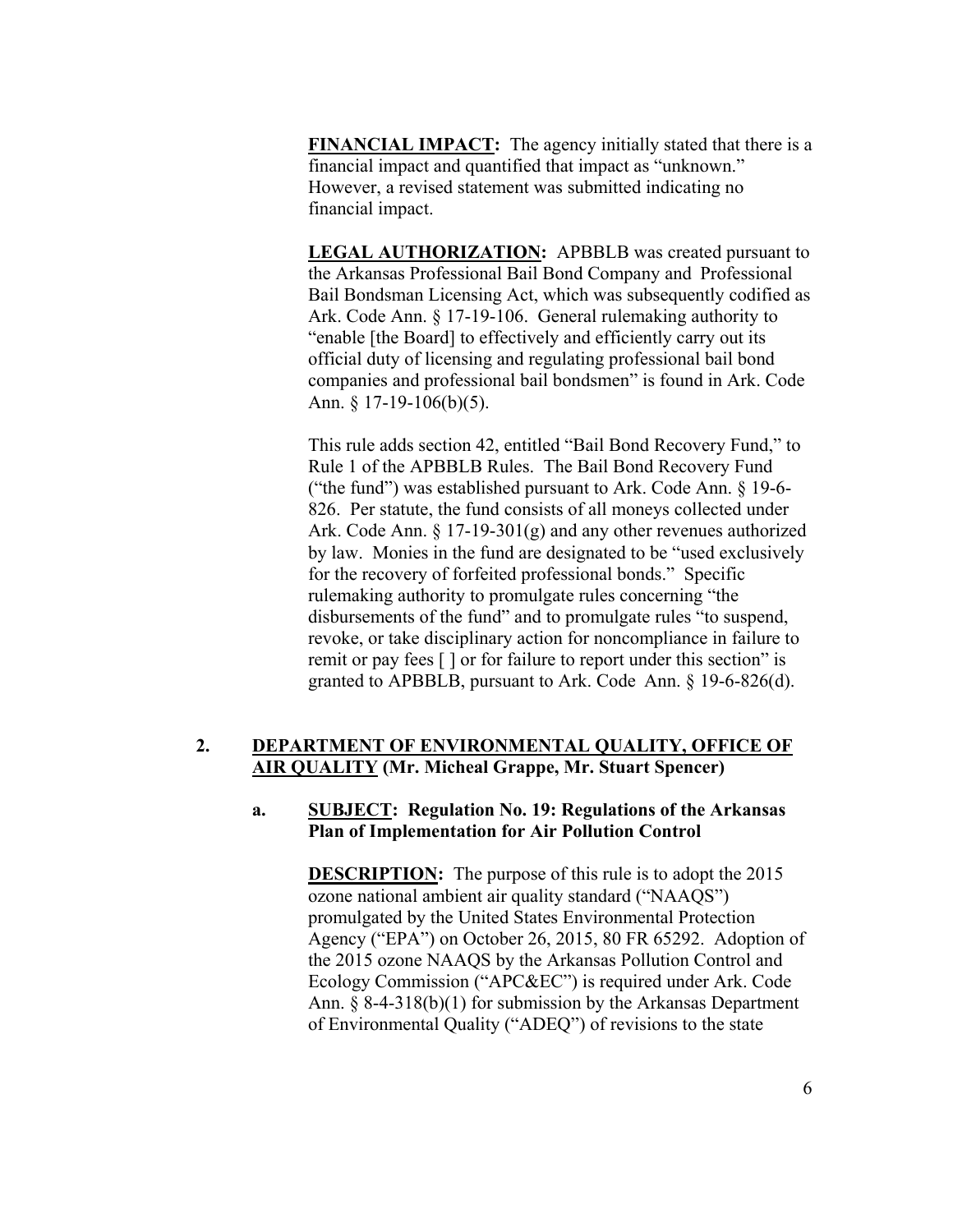**FINANCIAL IMPACT:** The agency initially stated that there is a financial impact and quantified that impact as "unknown." However, a revised statement was submitted indicating no financial impact.

**LEGAL AUTHORIZATION:** APBBLB was created pursuant to the Arkansas Professional Bail Bond Company and Professional Bail Bondsman Licensing Act, which was subsequently codified as Ark. Code Ann. § 17-19-106. General rulemaking authority to "enable [the Board] to effectively and efficiently carry out its official duty of licensing and regulating professional bail bond companies and professional bail bondsmen" is found in Ark. Code Ann. § 17-19-106(b)(5).

This rule adds section 42, entitled "Bail Bond Recovery Fund," to Rule 1 of the APBBLB Rules. The Bail Bond Recovery Fund ("the fund") was established pursuant to Ark. Code Ann. § 19-6-826. Per statute, the fund consists of all moneys collected under Ark. Code Ann. § 17-19-301(g) and any other revenues authorized by law. Monies in the fund are designated to be "used exclusively for the recovery of forfeited professional bonds." Specific rulemaking authority to promulgate rules concerning "the disbursements of the fund" and to promulgate rules "to suspend, revoke, or take disciplinary action for noncompliance in failure to remit or pay fees [ ] or for failure to report under this section" is granted to APBBLB, pursuant to Ark. Code Ann. § 19-6-826(d).

**2. DEPARTMENT OF ENVIRONMENTAL QUALITY, OFFICE OF AIR QUALITY (Mr. Micheal Grappe, Mr. Stuart Spencer)**

**a. SUBJECT: Regulation No. 19: Regulations of the Arkansas Plan of Implementation for Air Pollution Control**

**DESCRIPTION:** The purpose of this rule is to adopt the 2015 ozone national ambient air quality standard ("NAAQS") promulgated by the United States Environmental Protection Agency ("EPA") on October 26, 2015, 80 FR 65292. Adoption of the 2015 ozone NAAQS by the Arkansas Pollution Control and Ecology Commission ("APC&EC") is required under Ark. Code Ann. § 8-4-318(b)(1) for submission by the Arkansas Department of Environmental Quality ("ADEQ") of revisions to the state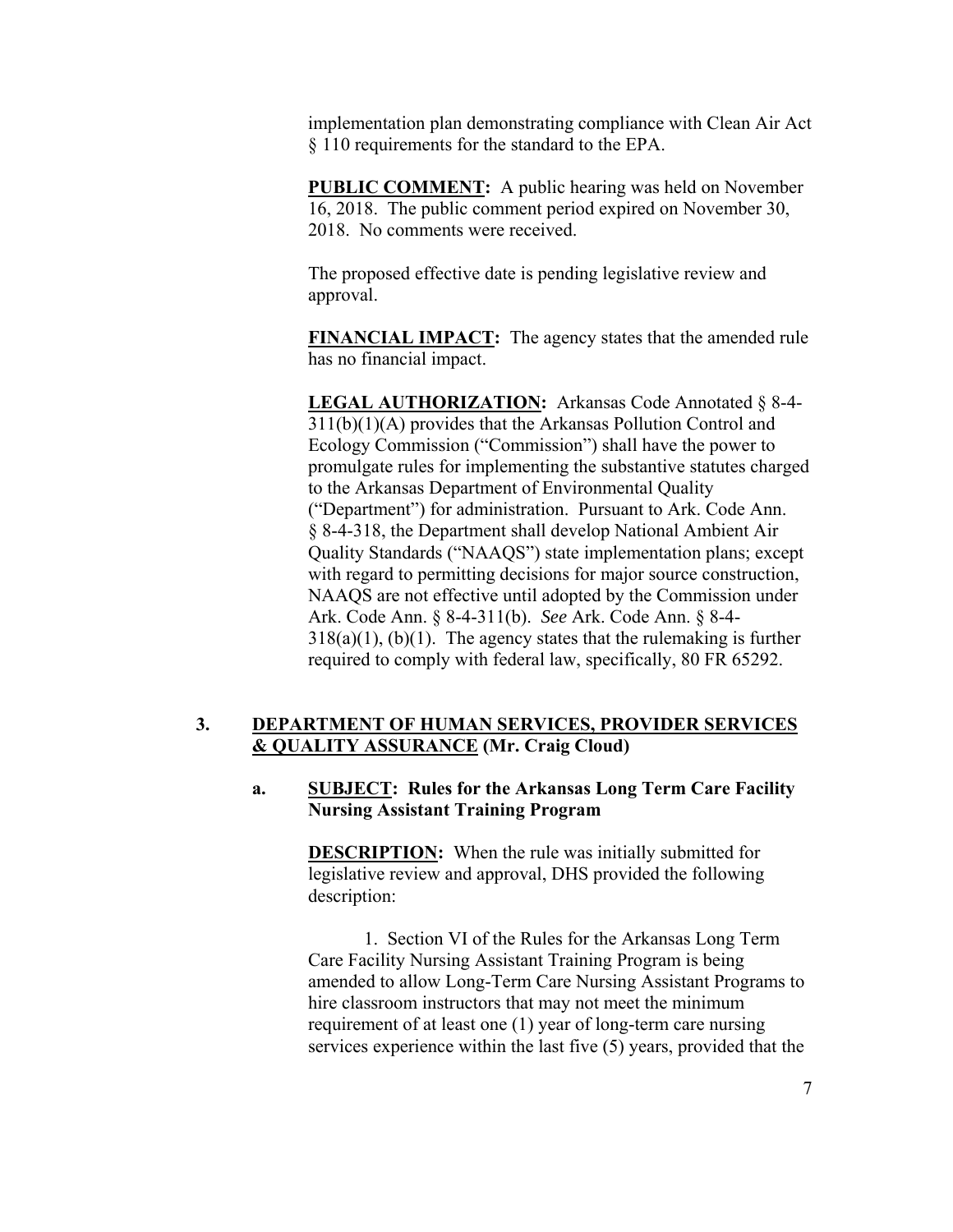implementation plan demonstrating compliance with Clean Air Act § 110 requirements for the standard to the EPA.

**PUBLIC COMMENT:** A public hearing was held on November 16, 2018. The public comment period expired on November 30, 2018. No comments were received.

The proposed effective date is pending legislative review and approval.

**FINANCIAL IMPACT:** The agency states that the amended rule has no financial impact.

**LEGAL AUTHORIZATION:** Arkansas Code Annotated § 8-4-311(b)(1)(A) provides that the Arkansas Pollution Control and Ecology Commission ("Commission") shall have the power to promulgate rules for implementing the substantive statutes charged to the Arkansas Department of Environmental Quality ("Department") for administration. Pursuant to Ark. Code Ann. § 8-4-318, the Department shall develop National Ambient Air Quality Standards ("NAAQS") state implementation plans; except with regard to permitting decisions for major source construction, NAAQS are not effective until adopted by the Commission under Ark. Code Ann. § 8-4-311(b). *See* Ark. Code Ann. § 8-4-318(a)(1), (b)(1). The agency states that the rulemaking is further required to comply with federal law, specifically, 80 FR 65292.

## 3. DEPARTMENT OF HUMAN SERVICES, PROVIDER SERVICES & QUALITY ASSURANCE (Mr. Craig Cloud)

### a. SUBJECT: Rules for the Arkansas Long Term Care Facility Nursing Assistant Training Program

**DESCRIPTION:** When the rule was initially submitted for legislative review and approval, DHS provided the following description:

1. Section VI of the Rules for the Arkansas Long Term Care Facility Nursing Assistant Training Program is being amended to allow Long-Term Care Nursing Assistant Programs to hire classroom instructors that may not meet the minimum requirement of at least one (1) year of long-term care nursing services experience within the last five (5) years, provided that the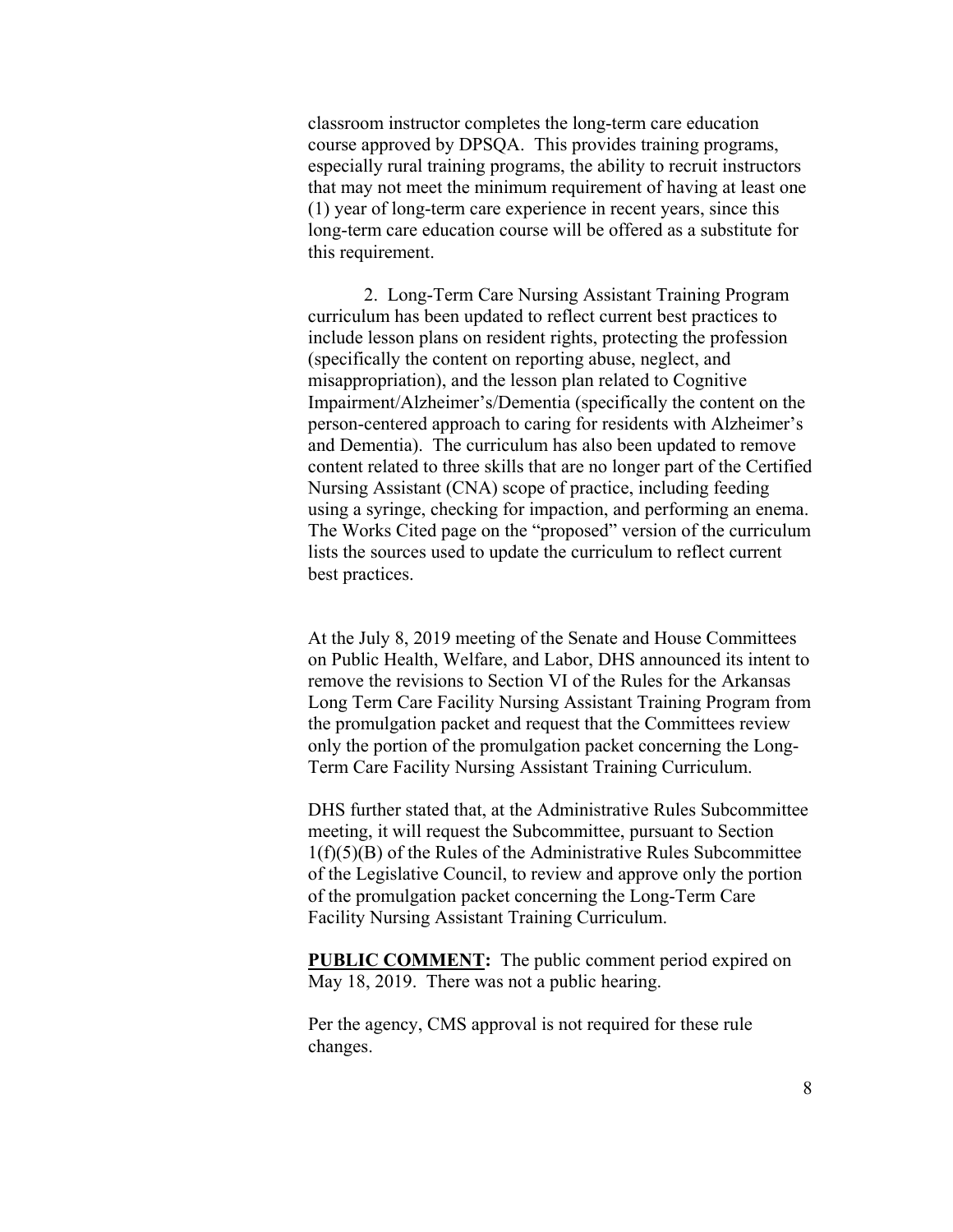classroom instructor completes the long-term care education course approved by DPSQA. This provides training programs, especially rural training programs, the ability to recruit instructors that may not meet the minimum requirement of having at least one (1) year of long-term care experience in recent years, since this long-term care education course will be offered as a substitute for this requirement.

2. Long-Term Care Nursing Assistant Training Program curriculum has been updated to reflect current best practices to include lesson plans on resident rights, protecting the profession (specifically the content on reporting abuse, neglect, and misappropriation), and the lesson plan related to Cognitive Impairment/Alzheimer's/Dementia (specifically the content on the person-centered approach to caring for residents with Alzheimer's and Dementia). The curriculum has also been updated to remove content related to three skills that are no longer part of the Certified Nursing Assistant (CNA) scope of practice, including feeding using a syringe, checking for impaction, and performing an enema. The Works Cited page on the "proposed" version of the curriculum lists the sources used to update the curriculum to reflect current best practices.

At the July 8, 2019 meeting of the Senate and House Committees on Public Health, Welfare, and Labor, DHS announced its intent to remove the revisions to Section VI of the Rules for the Arkansas Long Term Care Facility Nursing Assistant Training Program from the promulgation packet and request that the Committees review only the portion of the promulgation packet concerning the Long-Term Care Facility Nursing Assistant Training Curriculum.

DHS further stated that, at the Administrative Rules Subcommittee meeting, it will request the Subcommittee, pursuant to Section 1(f)(5)(B) of the Rules of the Administrative Rules Subcommittee of the Legislative Council, to review and approve only the portion of the promulgation packet concerning the Long-Term Care Facility Nursing Assistant Training Curriculum.

**PUBLIC COMMENT:** The public comment period expired on May 18, 2019. There was not a public hearing.

Per the agency, CMS approval is not required for these rule changes.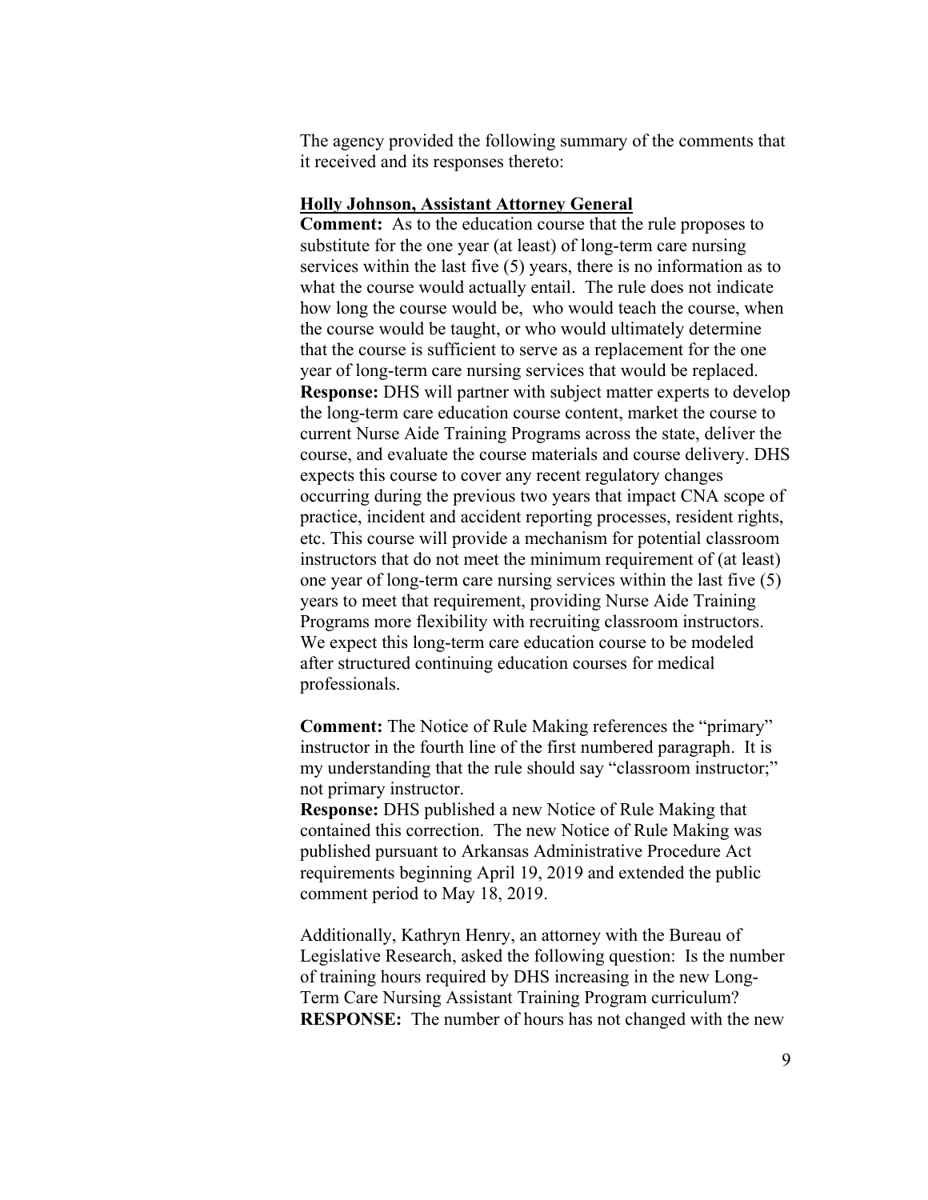The agency provided the following summary of the comments that it received and its responses thereto:

**Holly Johnson, Assistant Attorney General**

**Comment:** As to the education course that the rule proposes to substitute for the one year (at least) of long-term care nursing services within the last five (5) years, there is no information as to what the course would actually entail. The rule does not indicate how long the course would be, who would teach the course, when the course would be taught, or who would ultimately determine that the course is sufficient to serve as a replacement for the one year of long-term care nursing services that would be replaced.

**Response:** DHS will partner with subject matter experts to develop the long-term care education course content, market the course to current Nurse Aide Training Programs across the state, deliver the course, and evaluate the course materials and course delivery. DHS expects this course to cover any recent regulatory changes occurring during the previous two years that impact CNA scope of practice, incident and accident reporting processes, resident rights, etc. This course will provide a mechanism for potential classroom instructors that do not meet the minimum requirement of (at least) one year of long-term care nursing services within the last five (5) years to meet that requirement, providing Nurse Aide Training Programs more flexibility with recruiting classroom instructors. We expect this long-term care education course to be modeled after structured continuing education courses for medical professionals.

**Comment:** The Notice of Rule Making references the "primary" instructor in the fourth line of the first numbered paragraph. It is my understanding that the rule should say "classroom instructor;" not primary instructor.

**Response:** DHS published a new Notice of Rule Making that contained this correction. The new Notice of Rule Making was published pursuant to Arkansas Administrative Procedure Act requirements beginning April 19, 2019 and extended the public comment period to May 18, 2019.

Additionally, Kathryn Henry, an attorney with the Bureau of Legislative Research, asked the following question: Is the number of training hours required by DHS increasing in the new Long-Term Care Nursing Assistant Training Program curriculum?

**RESPONSE:** The number of hours has not changed with the new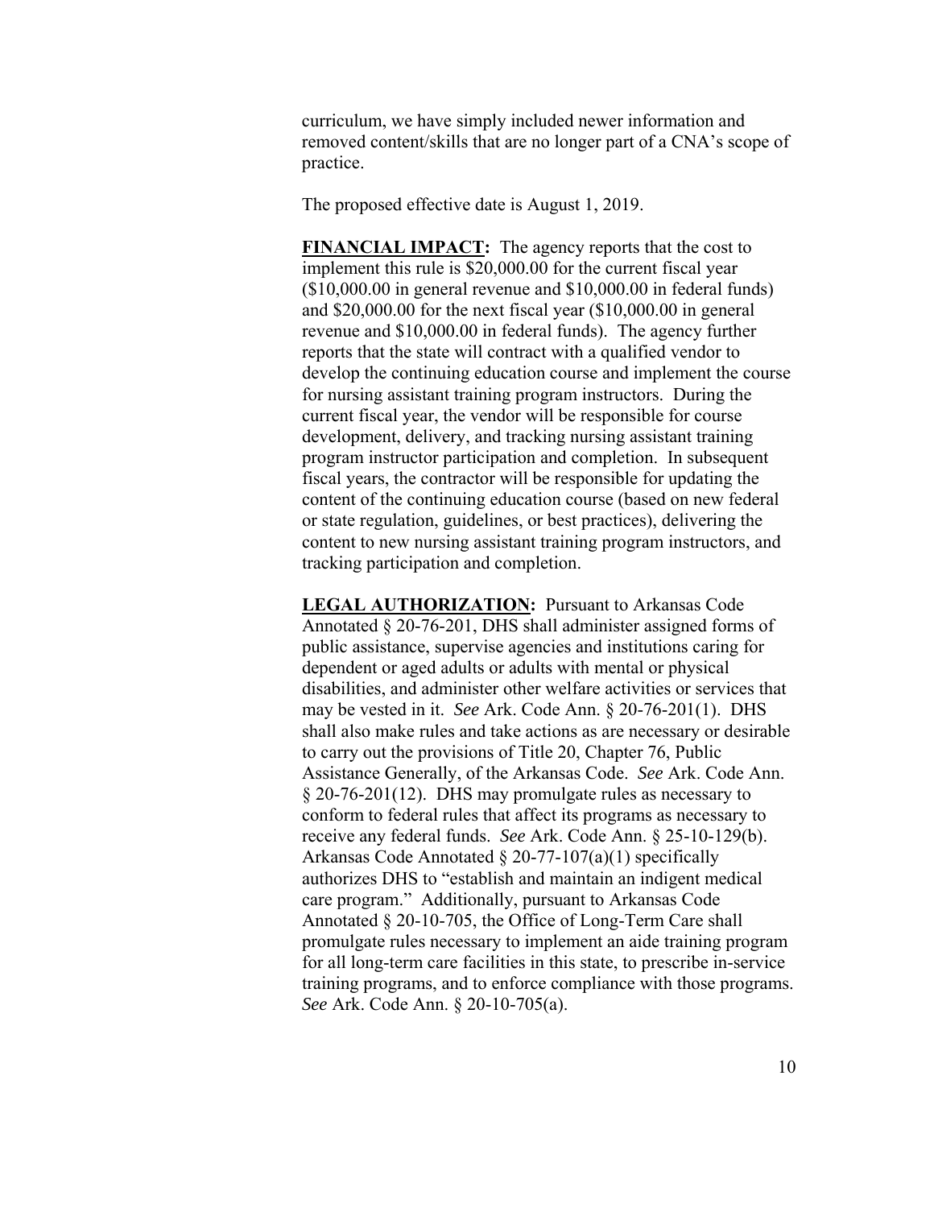curriculum, we have simply included newer information and removed content/skills that are no longer part of a CNA's scope of practice.

The proposed effective date is August 1, 2019.

**FINANCIAL IMPACT:** The agency reports that the cost to implement this rule is $20,000.00 for the current fiscal year ($10,000.00 in general revenue and $10,000.00 in federal funds) and $20,000.00 for the next fiscal year ($10,000.00 in general revenue and $10,000.00 in federal funds). The agency further reports that the state will contract with a qualified vendor to develop the continuing education course and implement the course for nursing assistant training program instructors. During the current fiscal year, the vendor will be responsible for course development, delivery, and tracking nursing assistant training program instructor participation and completion. In subsequent fiscal years, the contractor will be responsible for updating the content of the continuing education course (based on new federal or state regulation, guidelines, or best practices), delivering the content to new nursing assistant training program instructors, and tracking participation and completion.

**LEGAL AUTHORIZATION:** Pursuant to Arkansas Code Annotated § 20-76-201, DHS shall administer assigned forms of public assistance, supervise agencies and institutions caring for dependent or aged adults or adults with mental or physical disabilities, and administer other welfare activities or services that may be vested in it. *See* Ark. Code Ann. § 20-76-201(1). DHS shall also make rules and take actions as are necessary or desirable to carry out the provisions of Title 20, Chapter 76, Public Assistance Generally, of the Arkansas Code. *See* Ark. Code Ann. § 20-76-201(12). DHS may promulgate rules as necessary to conform to federal rules that affect its programs as necessary to receive any federal funds. *See* Ark. Code Ann. § 25-10-129(b). Arkansas Code Annotated § 20-77-107(a)(1) specifically authorizes DHS to "establish and maintain an indigent medical care program." Additionally, pursuant to Arkansas Code Annotated § 20-10-705, the Office of Long-Term Care shall promulgate rules necessary to implement an aide training program for all long-term care facilities in this state, to prescribe in-service training programs, and to enforce compliance with those programs. *See* Ark. Code Ann. § 20-10-705(a).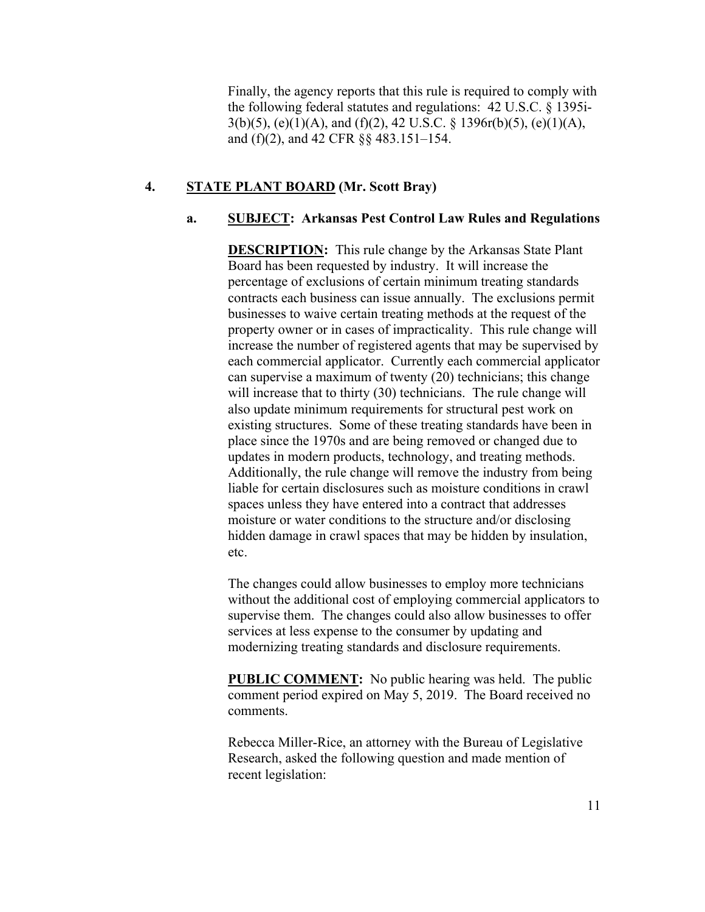Finally, the agency reports that this rule is required to comply with the following federal statutes and regulations: 42 U.S.C. § 1395i-3(b)(5), (e)(1)(A), and (f)(2), 42 U.S.C. § 1396r(b)(5), (e)(1)(A), and (f)(2), and 42 CFR §§ 483.151–154.

**4. STATE PLANT BOARD (Mr. Scott Bray)**

**a. SUBJECT: Arkansas Pest Control Law Rules and Regulations**

**DESCRIPTION:** This rule change by the Arkansas State Plant Board has been requested by industry. It will increase the percentage of exclusions of certain minimum treating standards contracts each business can issue annually. The exclusions permit businesses to waive certain treating methods at the request of the property owner or in cases of impracticality. This rule change will increase the number of registered agents that may be supervised by each commercial applicator. Currently each commercial applicator can supervise a maximum of twenty (20) technicians; this change will increase that to thirty (30) technicians. The rule change will also update minimum requirements for structural pest work on existing structures. Some of these treating standards have been in place since the 1970s and are being removed or changed due to updates in modern products, technology, and treating methods. Additionally, the rule change will remove the industry from being liable for certain disclosures such as moisture conditions in crawl spaces unless they have entered into a contract that addresses moisture or water conditions to the structure and/or disclosing hidden damage in crawl spaces that may be hidden by insulation, etc.

The changes could allow businesses to employ more technicians without the additional cost of employing commercial applicators to supervise them. The changes could also allow businesses to offer services at less expense to the consumer by updating and modernizing treating standards and disclosure requirements.

**PUBLIC COMMENT:** No public hearing was held. The public comment period expired on May 5, 2019. The Board received no comments.

Rebecca Miller-Rice, an attorney with the Bureau of Legislative Research, asked the following question and made mention of recent legislation: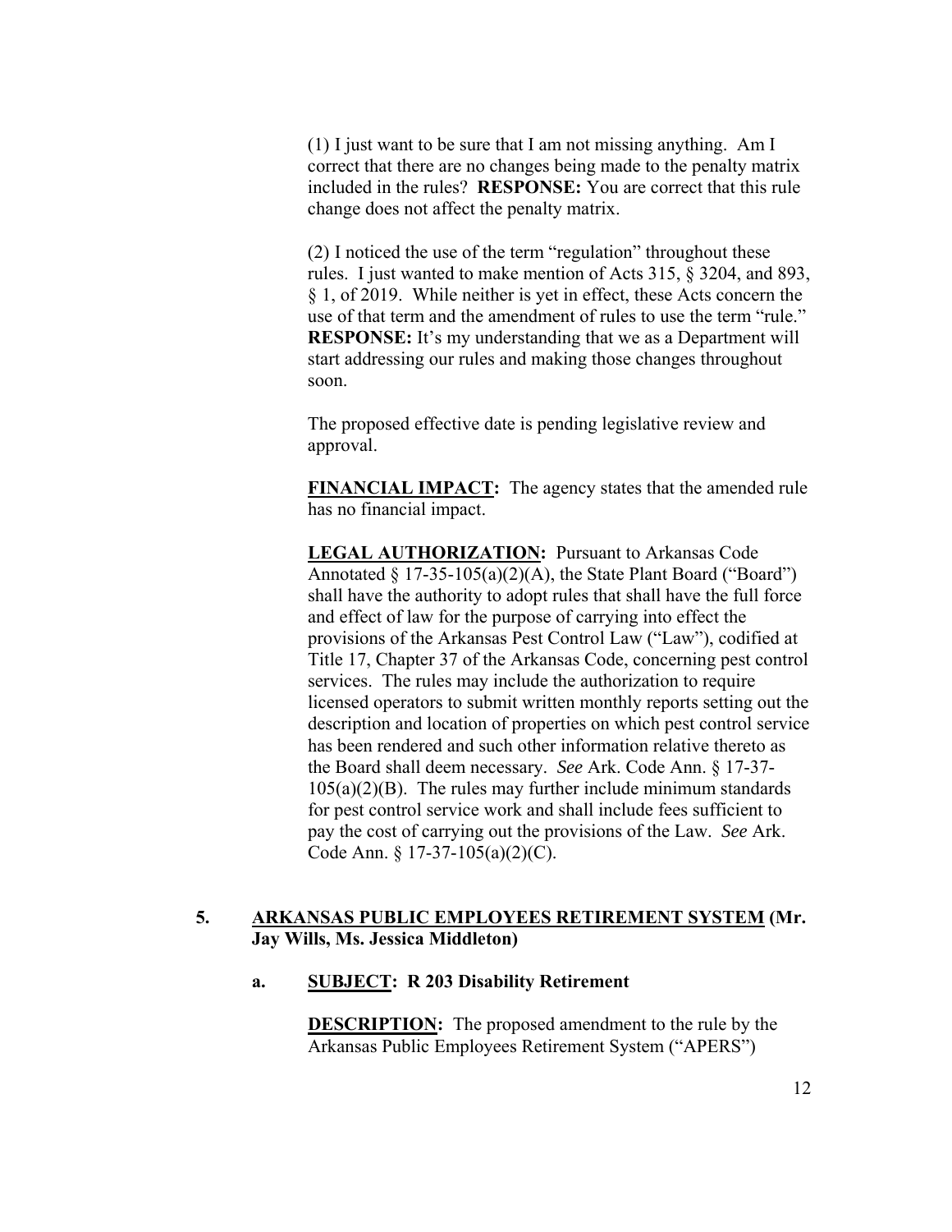(1) I just want to be sure that I am not missing anything. Am I correct that there are no changes being made to the penalty matrix included in the rules? **RESPONSE:** You are correct that this rule change does not affect the penalty matrix.

(2) I noticed the use of the term "regulation" throughout these rules. I just wanted to make mention of Acts 315, § 3204, and 893, § 1, of 2019. While neither is yet in effect, these Acts concern the use of that term and the amendment of rules to use the term "rule." **RESPONSE:** It's my understanding that we as a Department will start addressing our rules and making those changes throughout soon.

The proposed effective date is pending legislative review and approval.

**FINANCIAL IMPACT:** The agency states that the amended rule has no financial impact.

**LEGAL AUTHORIZATION:** Pursuant to Arkansas Code Annotated § 17-35-105(a)(2)(A), the State Plant Board ("Board") shall have the authority to adopt rules that shall have the full force and effect of law for the purpose of carrying into effect the provisions of the Arkansas Pest Control Law ("Law"), codified at Title 17, Chapter 37 of the Arkansas Code, concerning pest control services. The rules may include the authorization to require licensed operators to submit written monthly reports setting out the description and location of properties on which pest control service has been rendered and such other information relative thereto as the Board shall deem necessary. *See* Ark. Code Ann. § 17-37-105(a)(2)(B). The rules may further include minimum standards for pest control service work and shall include fees sufficient to pay the cost of carrying out the provisions of the Law. *See* Ark. Code Ann. § 17-37-105(a)(2)(C).

**5. ARKANSAS PUBLIC EMPLOYEES RETIREMENT SYSTEM (Mr. Jay Wills, Ms. Jessica Middleton)**

**a. SUBJECT: R 203 Disability Retirement**

**DESCRIPTION:** The proposed amendment to the rule by the Arkansas Public Employees Retirement System ("APERS")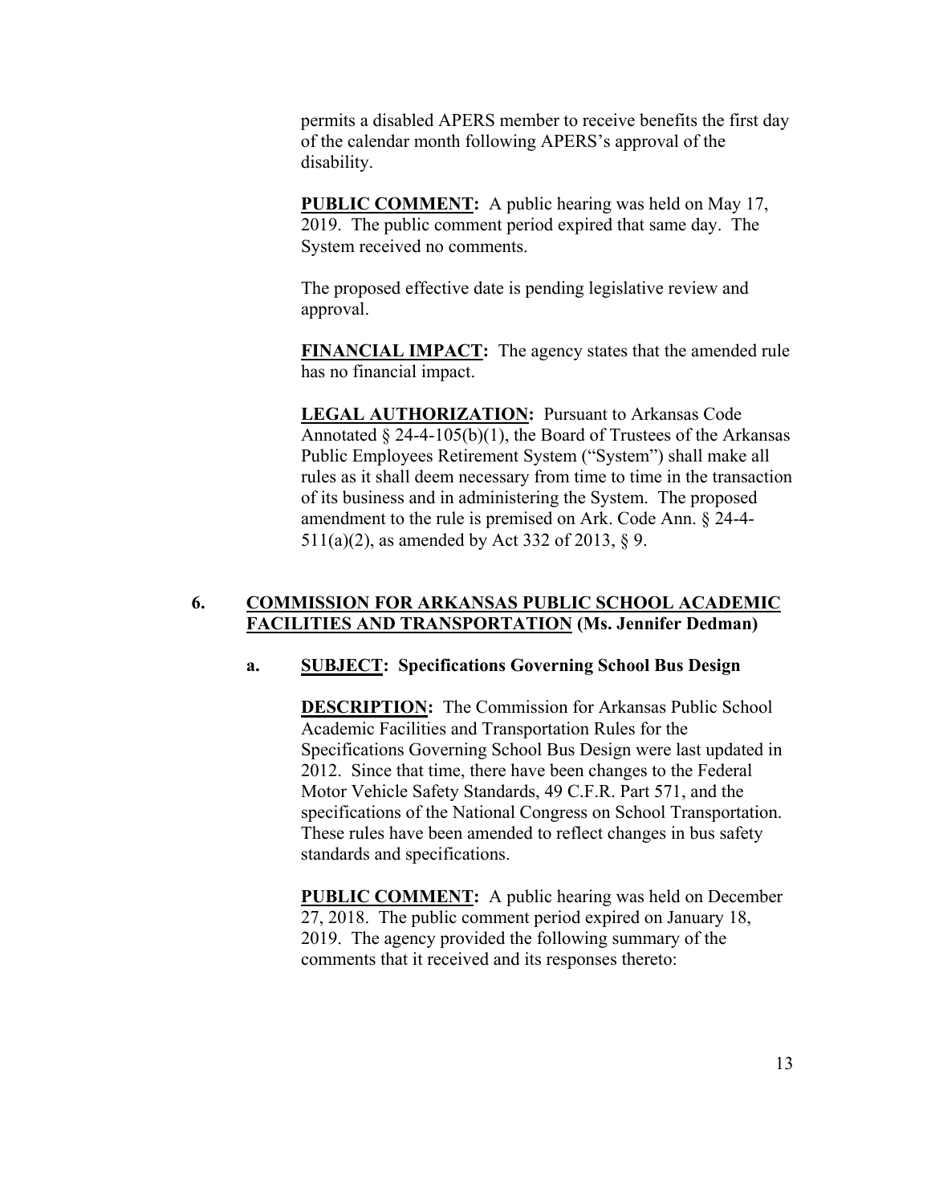permits a disabled APERS member to receive benefits the first day of the calendar month following APERS's approval of the disability.

**PUBLIC COMMENT:** A public hearing was held on May 17, 2019. The public comment period expired that same day. The System received no comments.

The proposed effective date is pending legislative review and approval.

**FINANCIAL IMPACT:** The agency states that the amended rule has no financial impact.

**LEGAL AUTHORIZATION:** Pursuant to Arkansas Code Annotated § 24-4-105(b)(1), the Board of Trustees of the Arkansas Public Employees Retirement System ("System") shall make all rules as it shall deem necessary from time to time in the transaction of its business and in administering the System. The proposed amendment to the rule is premised on Ark. Code Ann. § 24-4-511(a)(2), as amended by Act 332 of 2013, § 9.

**6. COMMISSION FOR ARKANSAS PUBLIC SCHOOL ACADEMIC FACILITIES AND TRANSPORTATION (Ms. Jennifer Dedman)**

**a. SUBJECT: Specifications Governing School Bus Design**

**DESCRIPTION:** The Commission for Arkansas Public School Academic Facilities and Transportation Rules for the Specifications Governing School Bus Design were last updated in 2012. Since that time, there have been changes to the Federal Motor Vehicle Safety Standards, 49 C.F.R. Part 571, and the specifications of the National Congress on School Transportation. These rules have been amended to reflect changes in bus safety standards and specifications.

**PUBLIC COMMENT:** A public hearing was held on December 27, 2018. The public comment period expired on January 18, 2019. The agency provided the following summary of the comments that it received and its responses thereto: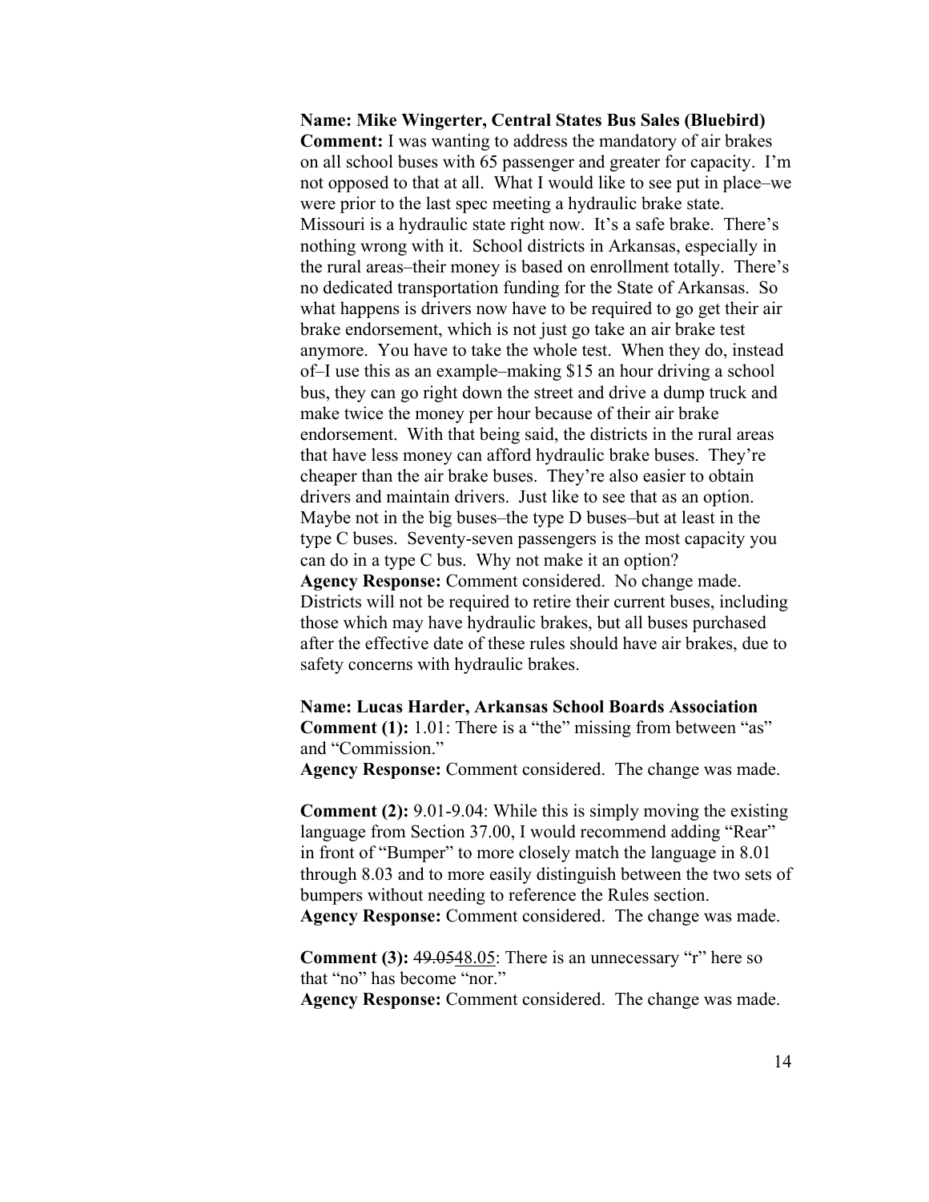**Name: Mike Wingerter, Central States Bus Sales (Bluebird)**
**Comment:** I was wanting to address the mandatory of air brakes on all school buses with 65 passenger and greater for capacity. I'm not opposed to that at all. What I would like to see put in place–we were prior to the last spec meeting a hydraulic brake state. Missouri is a hydraulic state right now. It's a safe brake. There's nothing wrong with it. School districts in Arkansas, especially in the rural areas–their money is based on enrollment totally. There's no dedicated transportation funding for the State of Arkansas. So what happens is drivers now have to be required to go get their air brake endorsement, which is not just go take an air brake test anymore. You have to take the whole test. When they do, instead of–I use this as an example–making $15 an hour driving a school bus, they can go right down the street and drive a dump truck and make twice the money per hour because of their air brake endorsement. With that being said, the districts in the rural areas that have less money can afford hydraulic brake buses. They're cheaper than the air brake buses. They're also easier to obtain drivers and maintain drivers. Just like to see that as an option. Maybe not in the big buses–the type D buses–but at least in the type C buses. Seventy-seven passengers is the most capacity you can do in a type C bus. Why not make it an option?
**Agency Response:** Comment considered. No change made. Districts will not be required to retire their current buses, including those which may have hydraulic brakes, but all buses purchased after the effective date of these rules should have air brakes, due to safety concerns with hydraulic brakes.

**Name: Lucas Harder, Arkansas School Boards Association**
**Comment (1):** 1.01: There is a "the" missing from between "as" and "Commission."
**Agency Response:** Comment considered. The change was made.

**Comment (2):** 9.01-9.04: While this is simply moving the existing language from Section 37.00, I would recommend adding "Rear" in front of "Bumper" to more closely match the language in 8.01 through 8.03 and to more easily distinguish between the two sets of bumpers without needing to reference the Rules section.
**Agency Response:** Comment considered. The change was made.

**Comment (3):** ~~49.05~~48.05: There is an unnecessary "r" here so that "no" has become "nor."
**Agency Response:** Comment considered. The change was made.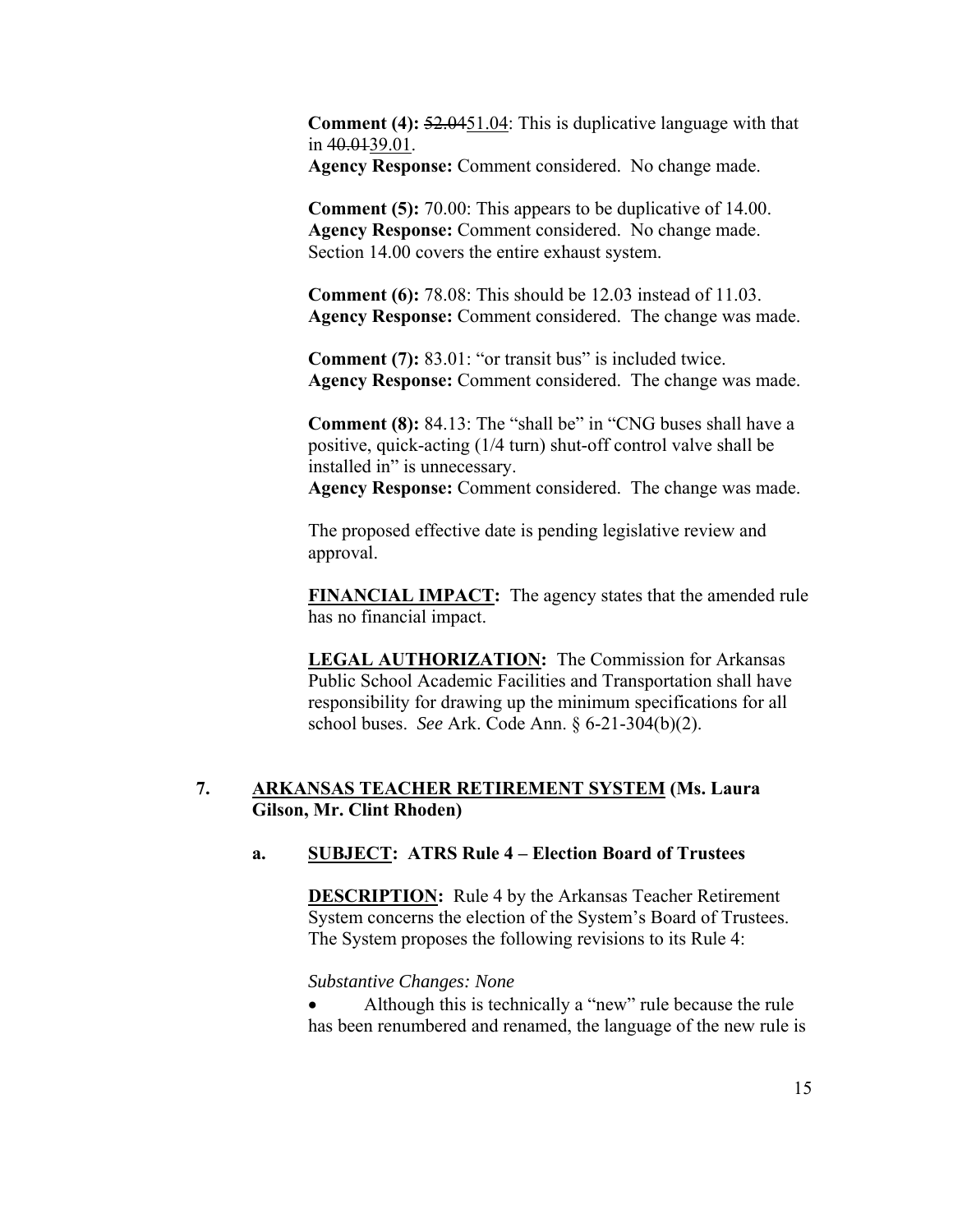**Comment (4):** ~~52.04~~51.04: This is duplicative language with that in ~~40.01~~39.01.
**Agency Response:** Comment considered. No change made.

**Comment (5):** 70.00: This appears to be duplicative of 14.00.
**Agency Response:** Comment considered. No change made. Section 14.00 covers the entire exhaust system.

**Comment (6):** 78.08: This should be 12.03 instead of 11.03.
**Agency Response:** Comment considered. The change was made.

**Comment (7):** 83.01: "or transit bus" is included twice.
**Agency Response:** Comment considered. The change was made.

**Comment (8):** 84.13: The "shall be" in "CNG buses shall have a positive, quick-acting (1/4 turn) shut-off control valve shall be installed in" is unnecessary.
**Agency Response:** Comment considered. The change was made.

The proposed effective date is pending legislative review and approval.

**FINANCIAL IMPACT:** The agency states that the amended rule has no financial impact.

**LEGAL AUTHORIZATION:** The Commission for Arkansas Public School Academic Facilities and Transportation shall have responsibility for drawing up the minimum specifications for all school buses. *See* Ark. Code Ann. § 6-21-304(b)(2).

## 7. ARKANSAS TEACHER RETIREMENT SYSTEM (Ms. Laura Gilson, Mr. Clint Rhoden)

### a. SUBJECT: ATRS Rule 4 – Election Board of Trustees

**DESCRIPTION:** Rule 4 by the Arkansas Teacher Retirement System concerns the election of the System's Board of Trustees. The System proposes the following revisions to its Rule 4:

*Substantive Changes: None*

- Although this is technically a "new" rule because the rule has been renumbered and renamed, the language of the new rule is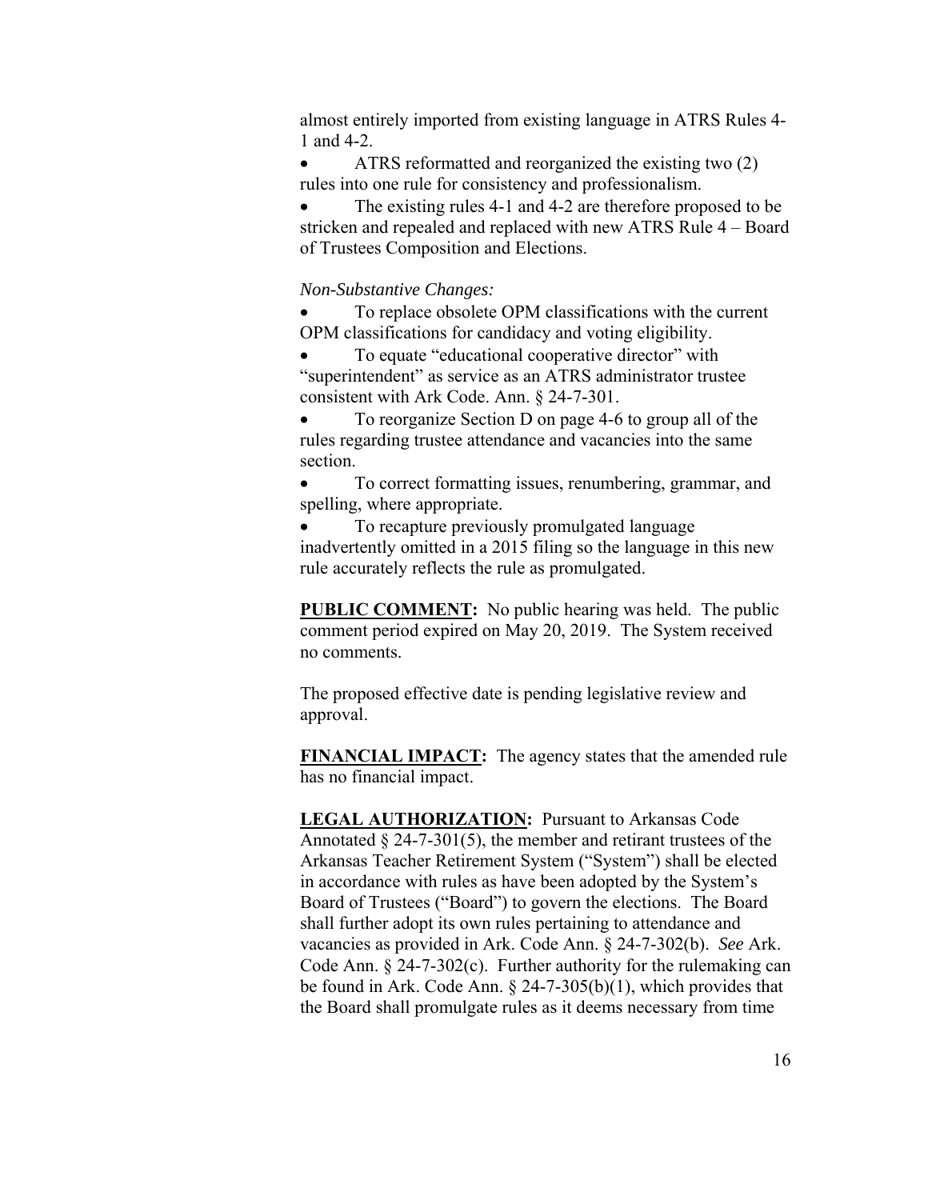almost entirely imported from existing language in ATRS Rules 4-1 and 4-2.

- ATRS reformatted and reorganized the existing two (2) rules into one rule for consistency and professionalism.
- The existing rules 4-1 and 4-2 are therefore proposed to be stricken and repealed and replaced with new ATRS Rule 4 – Board of Trustees Composition and Elections.

*Non-Substantive Changes:*

- To replace obsolete OPM classifications with the current OPM classifications for candidacy and voting eligibility.
- To equate "educational cooperative director" with "superintendent" as service as an ATRS administrator trustee consistent with Ark Code. Ann. § 24-7-301.
- To reorganize Section D on page 4-6 to group all of the rules regarding trustee attendance and vacancies into the same section.
- To correct formatting issues, renumbering, grammar, and spelling, where appropriate.
- To recapture previously promulgated language inadvertently omitted in a 2015 filing so the language in this new rule accurately reflects the rule as promulgated.

**PUBLIC COMMENT:** No public hearing was held. The public comment period expired on May 20, 2019. The System received no comments.

The proposed effective date is pending legislative review and approval.

**FINANCIAL IMPACT:** The agency states that the amended rule has no financial impact.

**LEGAL AUTHORIZATION:** Pursuant to Arkansas Code Annotated § 24-7-301(5), the member and retirant trustees of the Arkansas Teacher Retirement System ("System") shall be elected in accordance with rules as have been adopted by the System's Board of Trustees ("Board") to govern the elections. The Board shall further adopt its own rules pertaining to attendance and vacancies as provided in Ark. Code Ann. § 24-7-302(b). *See* Ark. Code Ann. § 24-7-302(c). Further authority for the rulemaking can be found in Ark. Code Ann. § 24-7-305(b)(1), which provides that the Board shall promulgate rules as it deems necessary from time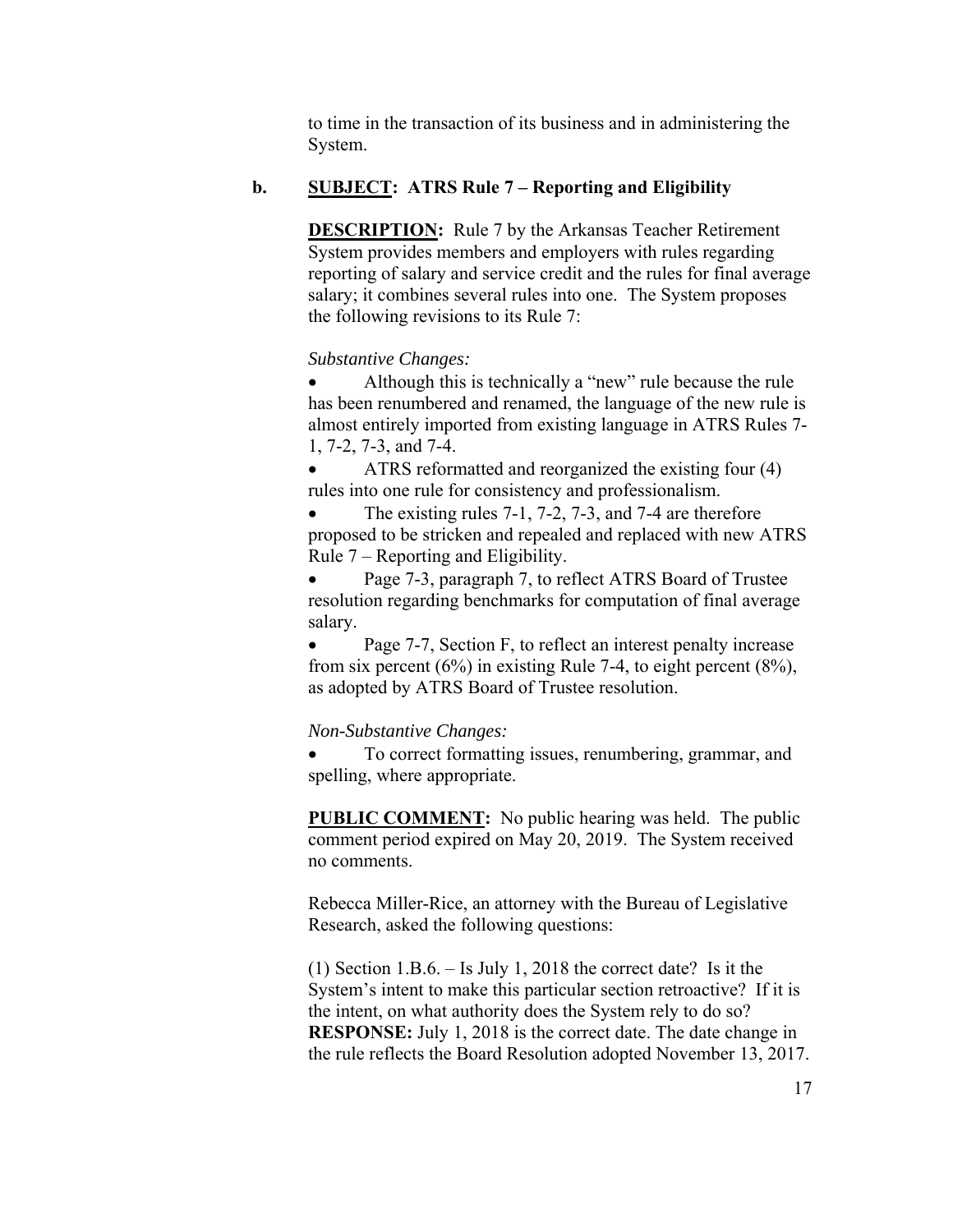to time in the transaction of its business and in administering the System.

**b. <u>SUBJECT</u>: ATRS Rule 7 – Reporting and Eligibility**

**<u>DESCRIPTION</u>:** Rule 7 by the Arkansas Teacher Retirement System provides members and employers with rules regarding reporting of salary and service credit and the rules for final average salary; it combines several rules into one. The System proposes the following revisions to its Rule 7:

*Substantive Changes:*

- Although this is technically a "new" rule because the rule has been renumbered and renamed, the language of the new rule is almost entirely imported from existing language in ATRS Rules 7-1, 7-2, 7-3, and 7-4.
- ATRS reformatted and reorganized the existing four (4) rules into one rule for consistency and professionalism.
- The existing rules 7-1, 7-2, 7-3, and 7-4 are therefore proposed to be stricken and repealed and replaced with new ATRS Rule 7 – Reporting and Eligibility.
- Page 7-3, paragraph 7, to reflect ATRS Board of Trustee resolution regarding benchmarks for computation of final average salary.
- Page 7-7, Section F, to reflect an interest penalty increase from six percent (6%) in existing Rule 7-4, to eight percent (8%), as adopted by ATRS Board of Trustee resolution.

*Non-Substantive Changes:*

- To correct formatting issues, renumbering, grammar, and spelling, where appropriate.

**<u>PUBLIC COMMENT</u>:** No public hearing was held. The public comment period expired on May 20, 2019. The System received no comments.

Rebecca Miller-Rice, an attorney with the Bureau of Legislative Research, asked the following questions:

(1) Section 1.B.6. – Is July 1, 2018 the correct date? Is it the System's intent to make this particular section retroactive? If it is the intent, on what authority does the System rely to do so?
**RESPONSE:** July 1, 2018 is the correct date. The date change in the rule reflects the Board Resolution adopted November 13, 2017.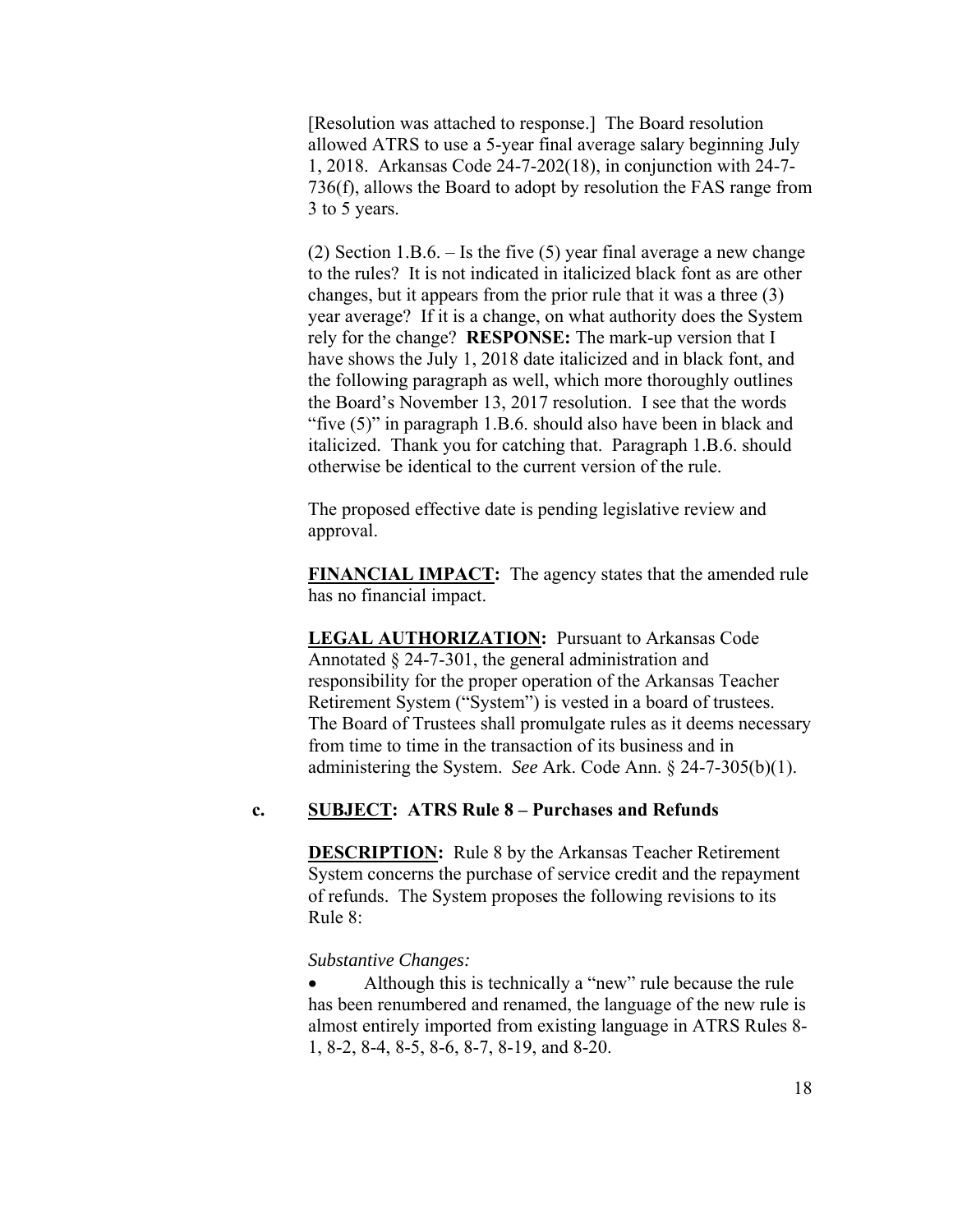[Resolution was attached to response.] The Board resolution allowed ATRS to use a 5-year final average salary beginning July 1, 2018. Arkansas Code 24-7-202(18), in conjunction with 24-7-736(f), allows the Board to adopt by resolution the FAS range from 3 to 5 years.

(2) Section 1.B.6. – Is the five (5) year final average a new change to the rules? It is not indicated in italicized black font as are other changes, but it appears from the prior rule that it was a three (3) year average? If it is a change, on what authority does the System rely for the change? **RESPONSE:** The mark-up version that I have shows the July 1, 2018 date italicized and in black font, and the following paragraph as well, which more thoroughly outlines the Board's November 13, 2017 resolution. I see that the words "five (5)" in paragraph 1.B.6. should also have been in black and italicized. Thank you for catching that. Paragraph 1.B.6. should otherwise be identical to the current version of the rule.

The proposed effective date is pending legislative review and approval.

**FINANCIAL IMPACT:** The agency states that the amended rule has no financial impact.

**LEGAL AUTHORIZATION:** Pursuant to Arkansas Code Annotated § 24-7-301, the general administration and responsibility for the proper operation of the Arkansas Teacher Retirement System ("System") is vested in a board of trustees. The Board of Trustees shall promulgate rules as it deems necessary from time to time in the transaction of its business and in administering the System. *See* Ark. Code Ann. § 24-7-305(b)(1).

**c. SUBJECT: ATRS Rule 8 – Purchases and Refunds**

**DESCRIPTION:** Rule 8 by the Arkansas Teacher Retirement System concerns the purchase of service credit and the repayment of refunds. The System proposes the following revisions to its Rule 8:

*Substantive Changes:*

- Although this is technically a "new" rule because the rule has been renumbered and renamed, the language of the new rule is almost entirely imported from existing language in ATRS Rules 8-1, 8-2, 8-4, 8-5, 8-6, 8-7, 8-19, and 8-20.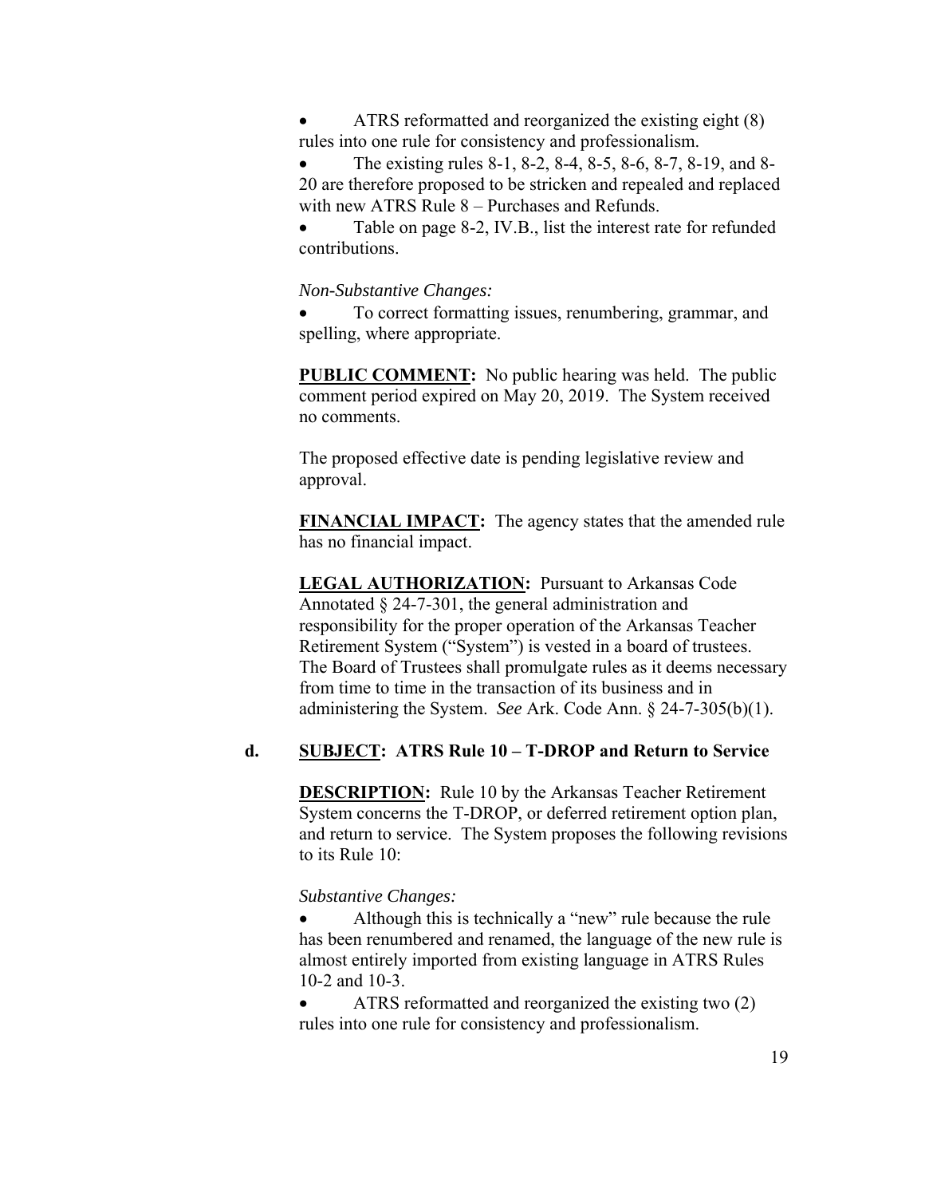- ATRS reformatted and reorganized the existing eight (8) rules into one rule for consistency and professionalism.
- The existing rules 8-1, 8-2, 8-4, 8-5, 8-6, 8-7, 8-19, and 8-20 are therefore proposed to be stricken and repealed and replaced with new ATRS Rule 8 – Purchases and Refunds.
- Table on page 8-2, IV.B., list the interest rate for refunded contributions.

*Non-Substantive Changes:*

- To correct formatting issues, renumbering, grammar, and spelling, where appropriate.

**PUBLIC COMMENT:** No public hearing was held. The public comment period expired on May 20, 2019. The System received no comments.

The proposed effective date is pending legislative review and approval.

**FINANCIAL IMPACT:** The agency states that the amended rule has no financial impact.

**LEGAL AUTHORIZATION:** Pursuant to Arkansas Code Annotated § 24-7-301, the general administration and responsibility for the proper operation of the Arkansas Teacher Retirement System ("System") is vested in a board of trustees. The Board of Trustees shall promulgate rules as it deems necessary from time to time in the transaction of its business and in administering the System. *See* Ark. Code Ann. § 24-7-305(b)(1).

**d. SUBJECT: ATRS Rule 10 – T-DROP and Return to Service**

**DESCRIPTION:** Rule 10 by the Arkansas Teacher Retirement System concerns the T-DROP, or deferred retirement option plan, and return to service. The System proposes the following revisions to its Rule 10:

*Substantive Changes:*

- Although this is technically a "new" rule because the rule has been renumbered and renamed, the language of the new rule is almost entirely imported from existing language in ATRS Rules 10-2 and 10-3.
- ATRS reformatted and reorganized the existing two (2) rules into one rule for consistency and professionalism.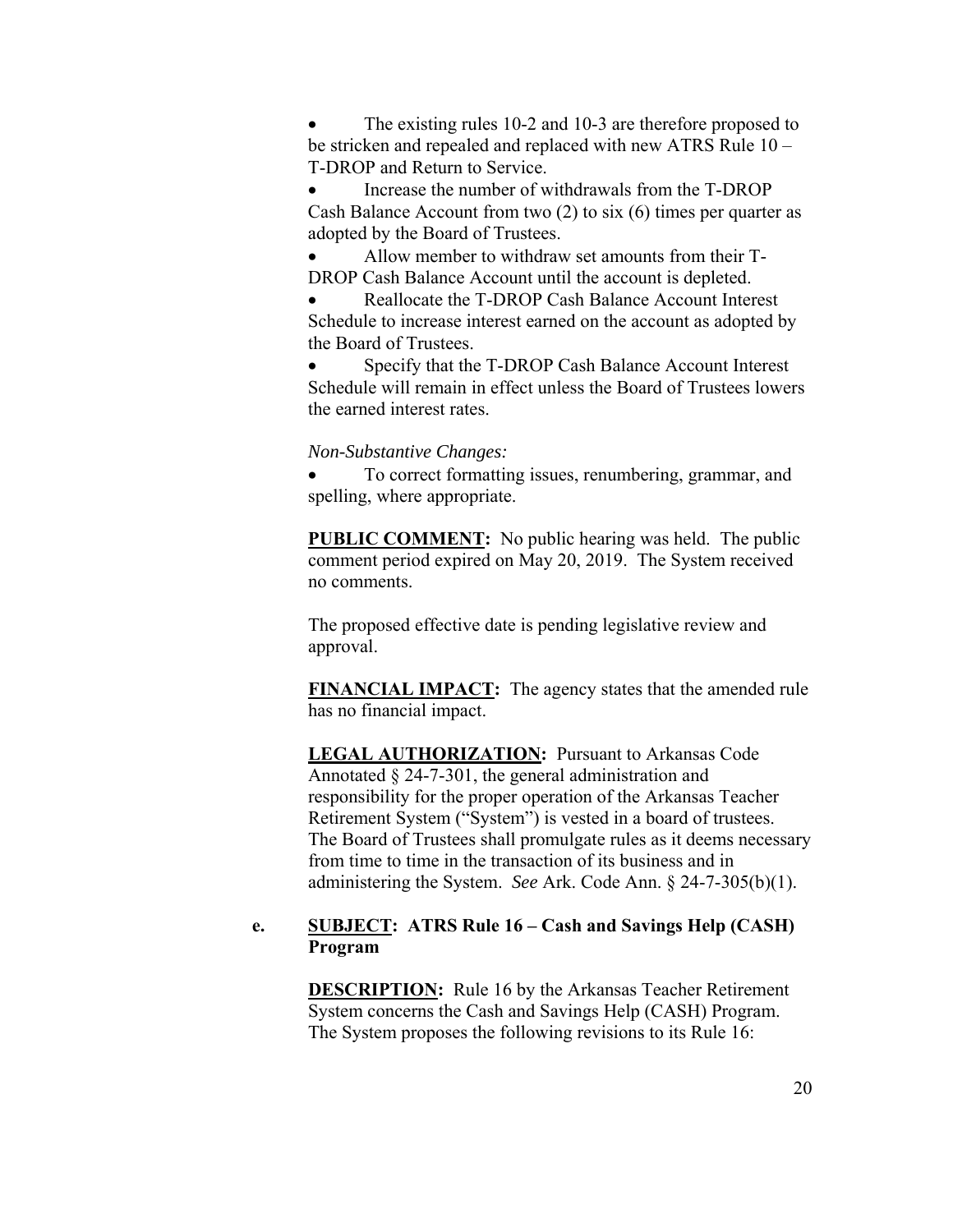- The existing rules 10-2 and 10-3 are therefore proposed to be stricken and repealed and replaced with new ATRS Rule 10 – T-DROP and Return to Service.
- Increase the number of withdrawals from the T-DROP Cash Balance Account from two (2) to six (6) times per quarter as adopted by the Board of Trustees.
- Allow member to withdraw set amounts from their T-DROP Cash Balance Account until the account is depleted.
- Reallocate the T-DROP Cash Balance Account Interest Schedule to increase interest earned on the account as adopted by the Board of Trustees.
- Specify that the T-DROP Cash Balance Account Interest Schedule will remain in effect unless the Board of Trustees lowers the earned interest rates.

*Non-Substantive Changes:*

- To correct formatting issues, renumbering, grammar, and spelling, where appropriate.

**PUBLIC COMMENT:** No public hearing was held. The public comment period expired on May 20, 2019. The System received no comments.

The proposed effective date is pending legislative review and approval.

**FINANCIAL IMPACT:** The agency states that the amended rule has no financial impact.

**LEGAL AUTHORIZATION:** Pursuant to Arkansas Code Annotated § 24-7-301, the general administration and responsibility for the proper operation of the Arkansas Teacher Retirement System ("System") is vested in a board of trustees. The Board of Trustees shall promulgate rules as it deems necessary from time to time in the transaction of its business and in administering the System. *See* Ark. Code Ann. § 24-7-305(b)(1).

**e. SUBJECT: ATRS Rule 16 – Cash and Savings Help (CASH) Program**

**DESCRIPTION:** Rule 16 by the Arkansas Teacher Retirement System concerns the Cash and Savings Help (CASH) Program. The System proposes the following revisions to its Rule 16: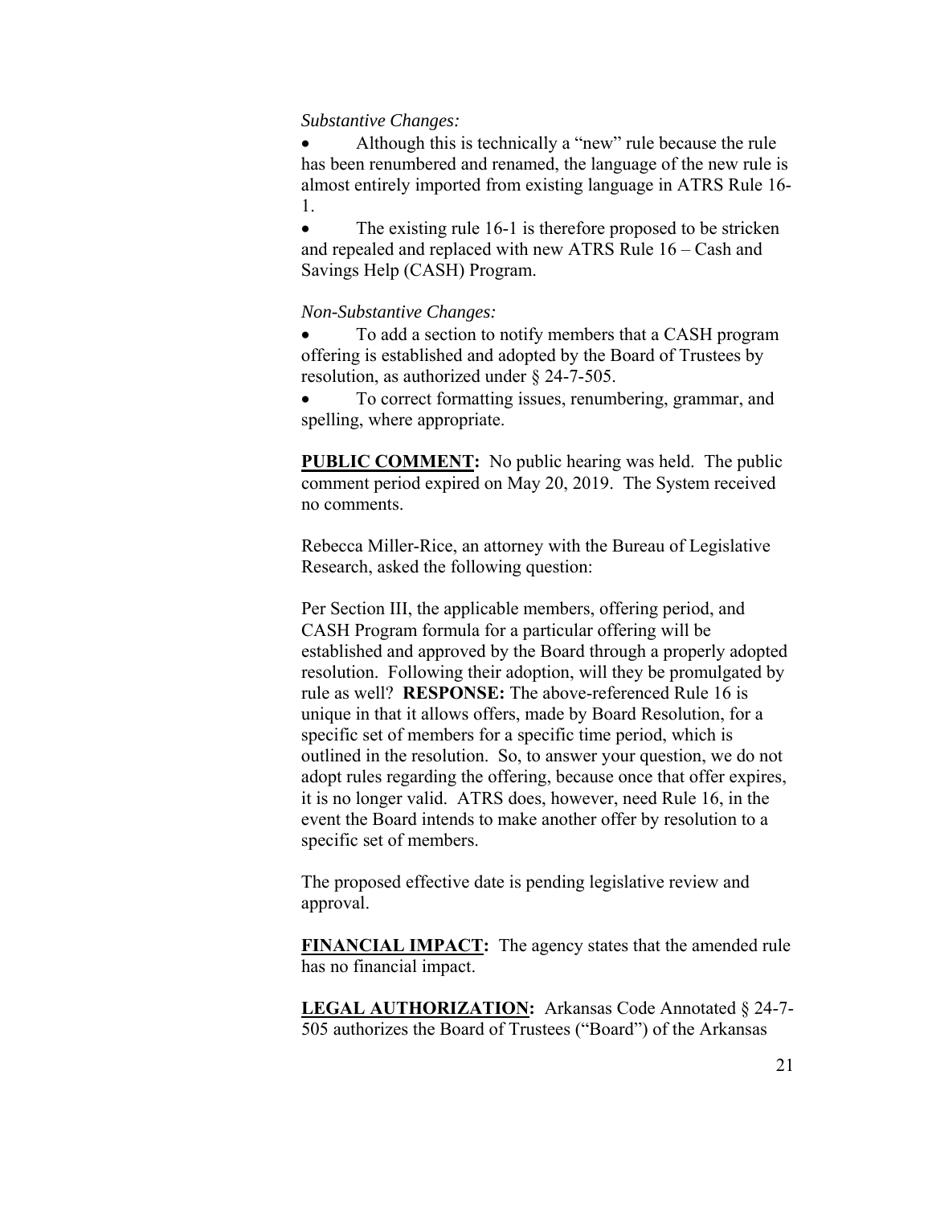*Substantive Changes:*

- Although this is technically a "new" rule because the rule has been renumbered and renamed, the language of the new rule is almost entirely imported from existing language in ATRS Rule 16-1.
- The existing rule 16-1 is therefore proposed to be stricken and repealed and replaced with new ATRS Rule 16 – Cash and Savings Help (CASH) Program.

*Non-Substantive Changes:*

- To add a section to notify members that a CASH program offering is established and adopted by the Board of Trustees by resolution, as authorized under § 24-7-505.
- To correct formatting issues, renumbering, grammar, and spelling, where appropriate.

**PUBLIC COMMENT:** No public hearing was held. The public comment period expired on May 20, 2019. The System received no comments.

Rebecca Miller-Rice, an attorney with the Bureau of Legislative Research, asked the following question:

Per Section III, the applicable members, offering period, and CASH Program formula for a particular offering will be established and approved by the Board through a properly adopted resolution. Following their adoption, will they be promulgated by rule as well? **RESPONSE:** The above-referenced Rule 16 is unique in that it allows offers, made by Board Resolution, for a specific set of members for a specific time period, which is outlined in the resolution. So, to answer your question, we do not adopt rules regarding the offering, because once that offer expires, it is no longer valid. ATRS does, however, need Rule 16, in the event the Board intends to make another offer by resolution to a specific set of members.

The proposed effective date is pending legislative review and approval.

**FINANCIAL IMPACT:** The agency states that the amended rule has no financial impact.

**LEGAL AUTHORIZATION:** Arkansas Code Annotated § 24-7-505 authorizes the Board of Trustees ("Board") of the Arkansas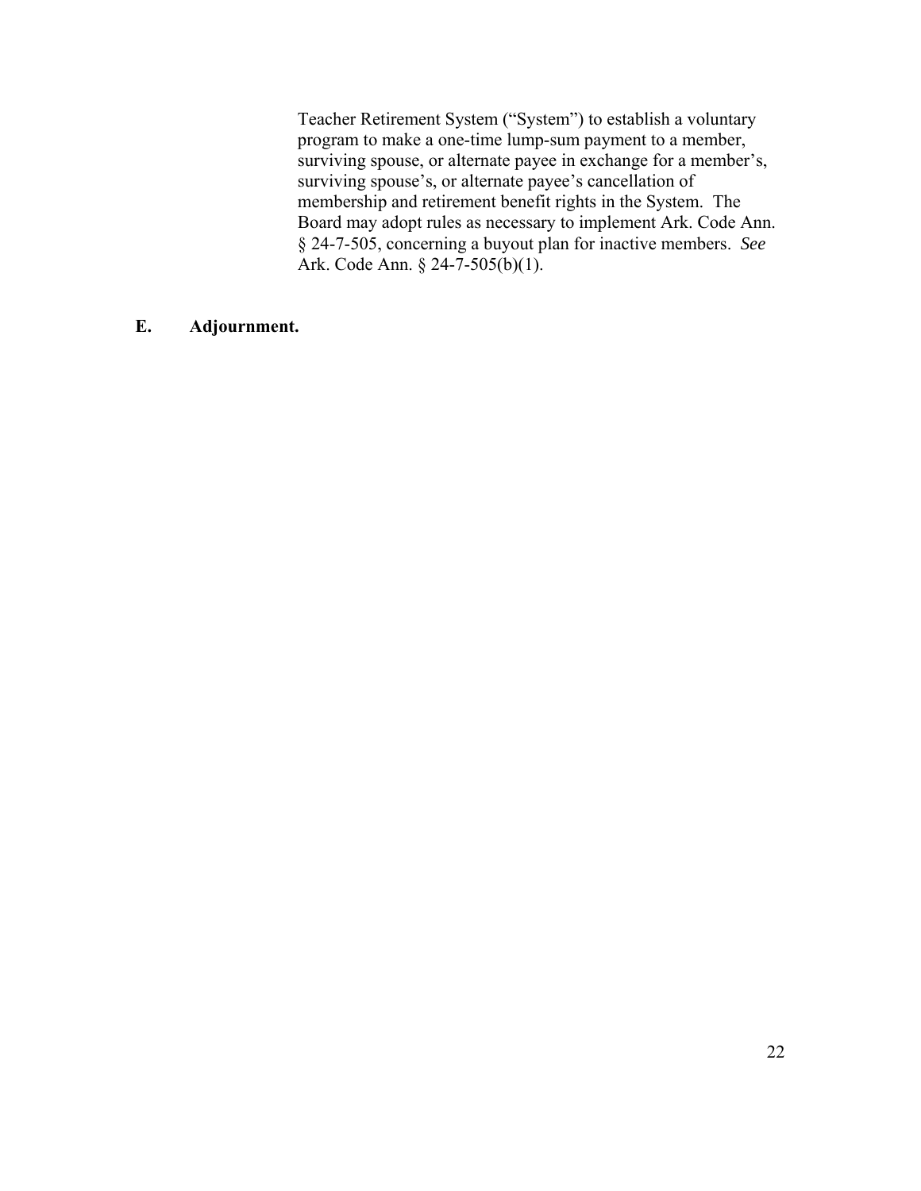Teacher Retirement System ("System") to establish a voluntary program to make a one-time lump-sum payment to a member, surviving spouse, or alternate payee in exchange for a member's, surviving spouse's, or alternate payee's cancellation of membership and retirement benefit rights in the System. The Board may adopt rules as necessary to implement Ark. Code Ann. § 24-7-505, concerning a buyout plan for inactive members. *See* Ark. Code Ann. § 24-7-505(b)(1).

**E. Adjournment.**